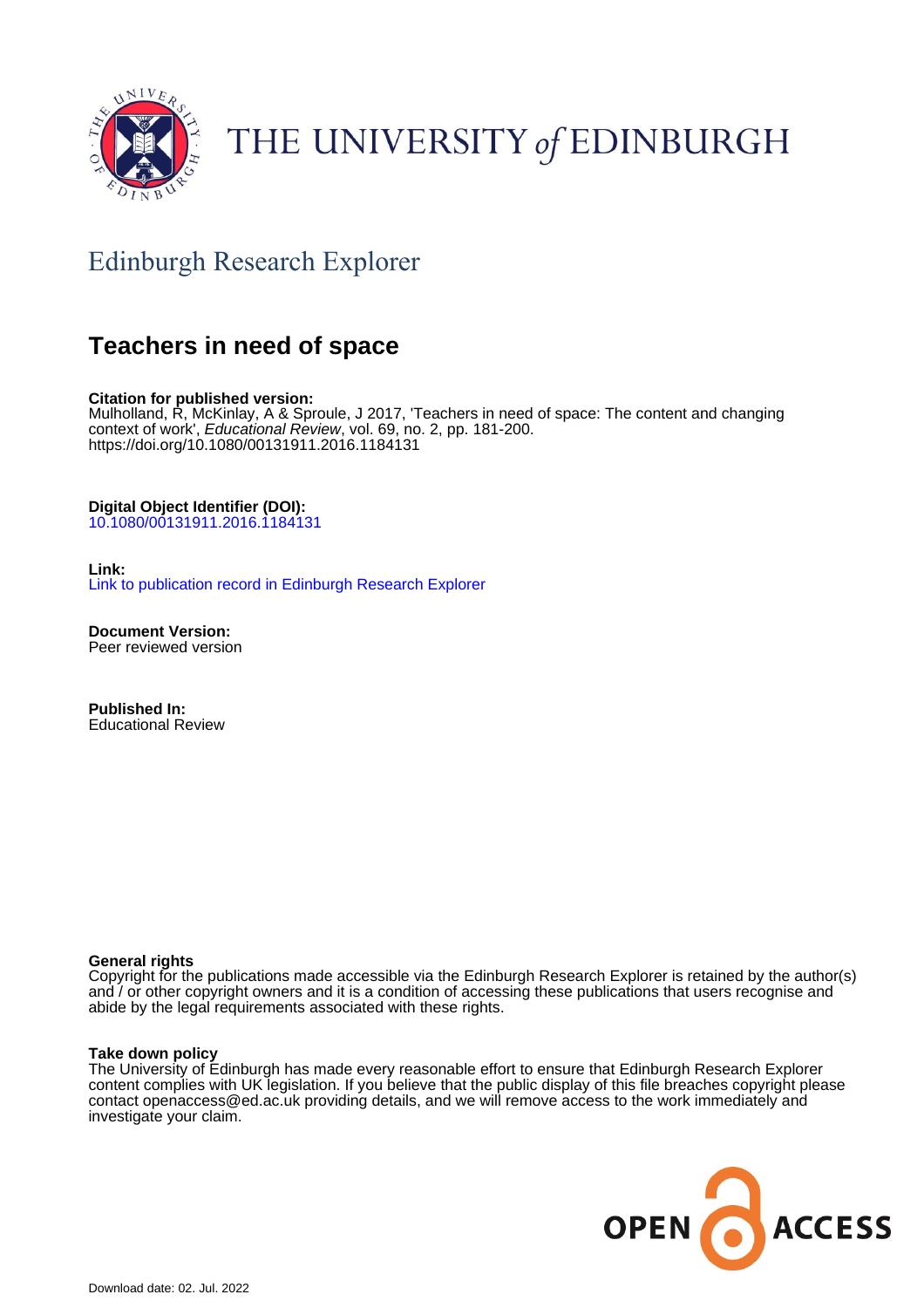THE UNIVERSITY of EDINBURGH

## Edinburgh Research Explorer

# Teachers in need of space

**Citation for published version:**
Mulholland, R, McKinlay, A & Sproule, J 2017, 'Teachers in need of space: The content and changing context of work', *Educational Review*, vol. 69, no. 2, pp. 181-200. https://doi.org/10.1080/00131911.2016.1184131

**Digital Object Identifier (DOI):**
10.1080/00131911.2016.1184131

**Link:**
Link to publication record in Edinburgh Research Explorer

**Document Version:**
Peer reviewed version

**Published In:**
Educational Review

**General rights**
Copyright for the publications made accessible via the Edinburgh Research Explorer is retained by the author(s) and / or other copyright owners and it is a condition of accessing these publications that users recognise and abide by the legal requirements associated with these rights.

**Take down policy**
The University of Edinburgh has made every reasonable effort to ensure that Edinburgh Research Explorer content complies with UK legislation. If you believe that the public display of this file breaches copyright please contact openaccess@ed.ac.uk providing details, and we will remove access to the work immediately and investigate your claim.

Download date: 02. Jul. 2022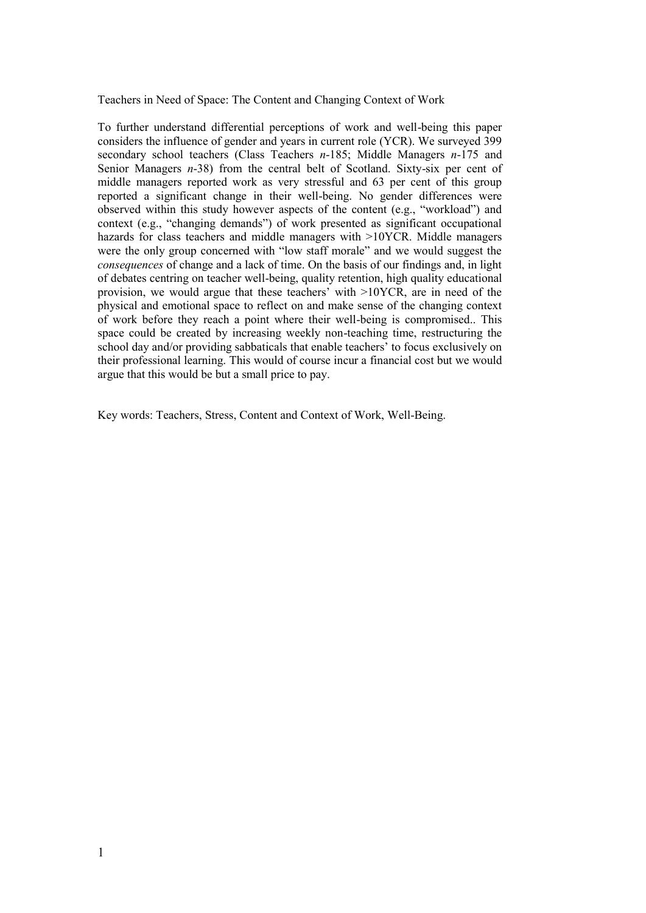Teachers in Need of Space: The Content and Changing Context of Work

To further understand differential perceptions of work and well-being this paper considers the influence of gender and years in current role (YCR). We surveyed 399 secondary school teachers (Class Teachers *n*-185; Middle Managers *n*-175 and Senior Managers *n*-38) from the central belt of Scotland. Sixty-six per cent of middle managers reported work as very stressful and 63 per cent of this group reported a significant change in their well-being. No gender differences were observed within this study however aspects of the content (e.g., "workload") and context (e.g., "changing demands") of work presented as significant occupational hazards for class teachers and middle managers with >10YCR. Middle managers were the only group concerned with "low staff morale" and we would suggest the *consequences* of change and a lack of time. On the basis of our findings and, in light of debates centring on teacher well-being, quality retention, high quality educational provision, we would argue that these teachers' with >10YCR, are in need of the physical and emotional space to reflect on and make sense of the changing context of work before they reach a point where their well-being is compromised.. This space could be created by increasing weekly non-teaching time, restructuring the school day and/or providing sabbaticals that enable teachers' to focus exclusively on their professional learning. This would of course incur a financial cost but we would argue that this would be but a small price to pay.

Key words: Teachers, Stress, Content and Context of Work, Well-Being.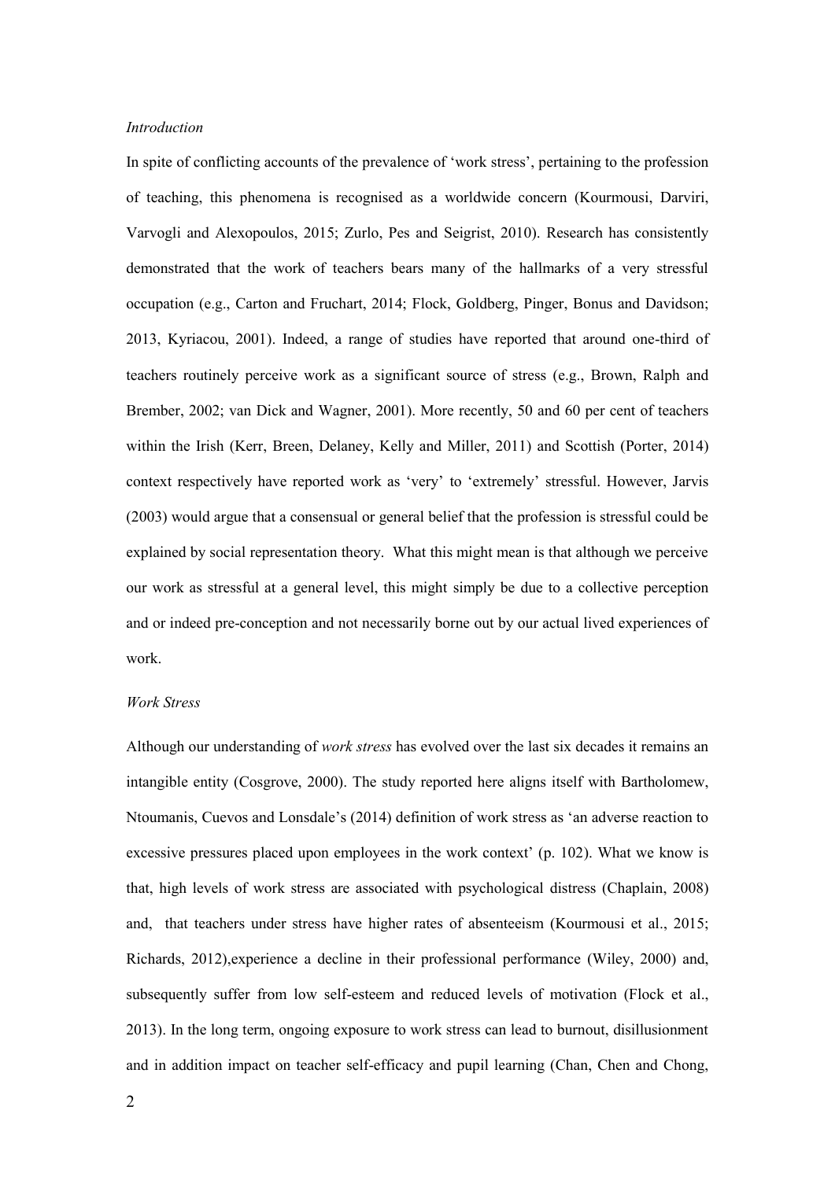*Introduction*

In spite of conflicting accounts of the prevalence of 'work stress', pertaining to the profession of teaching, this phenomena is recognised as a worldwide concern (Kourmousi, Darviri, Varvogli and Alexopoulos, 2015; Zurlo, Pes and Seigrist, 2010). Research has consistently demonstrated that the work of teachers bears many of the hallmarks of a very stressful occupation (e.g., Carton and Fruchart, 2014; Flock, Goldberg, Pinger, Bonus and Davidson; 2013, Kyriacou, 2001). Indeed, a range of studies have reported that around one-third of teachers routinely perceive work as a significant source of stress (e.g., Brown, Ralph and Brember, 2002; van Dick and Wagner, 2001). More recently, 50 and 60 per cent of teachers within the Irish (Kerr, Breen, Delaney, Kelly and Miller, 2011) and Scottish (Porter, 2014) context respectively have reported work as 'very' to 'extremely' stressful. However, Jarvis (2003) would argue that a consensual or general belief that the profession is stressful could be explained by social representation theory. What this might mean is that although we perceive our work as stressful at a general level, this might simply be due to a collective perception and or indeed pre-conception and not necessarily borne out by our actual lived experiences of work.

*Work Stress*

Although our understanding of *work stress* has evolved over the last six decades it remains an intangible entity (Cosgrove, 2000). The study reported here aligns itself with Bartholomew, Ntoumanis, Cuevos and Lonsdale's (2014) definition of work stress as 'an adverse reaction to excessive pressures placed upon employees in the work context' (p. 102). What we know is that, high levels of work stress are associated with psychological distress (Chaplain, 2008) and, that teachers under stress have higher rates of absenteeism (Kourmousi et al., 2015; Richards, 2012),experience a decline in their professional performance (Wiley, 2000) and, subsequently suffer from low self-esteem and reduced levels of motivation (Flock et al., 2013). In the long term, ongoing exposure to work stress can lead to burnout, disillusionment and in addition impact on teacher self-efficacy and pupil learning (Chan, Chen and Chong,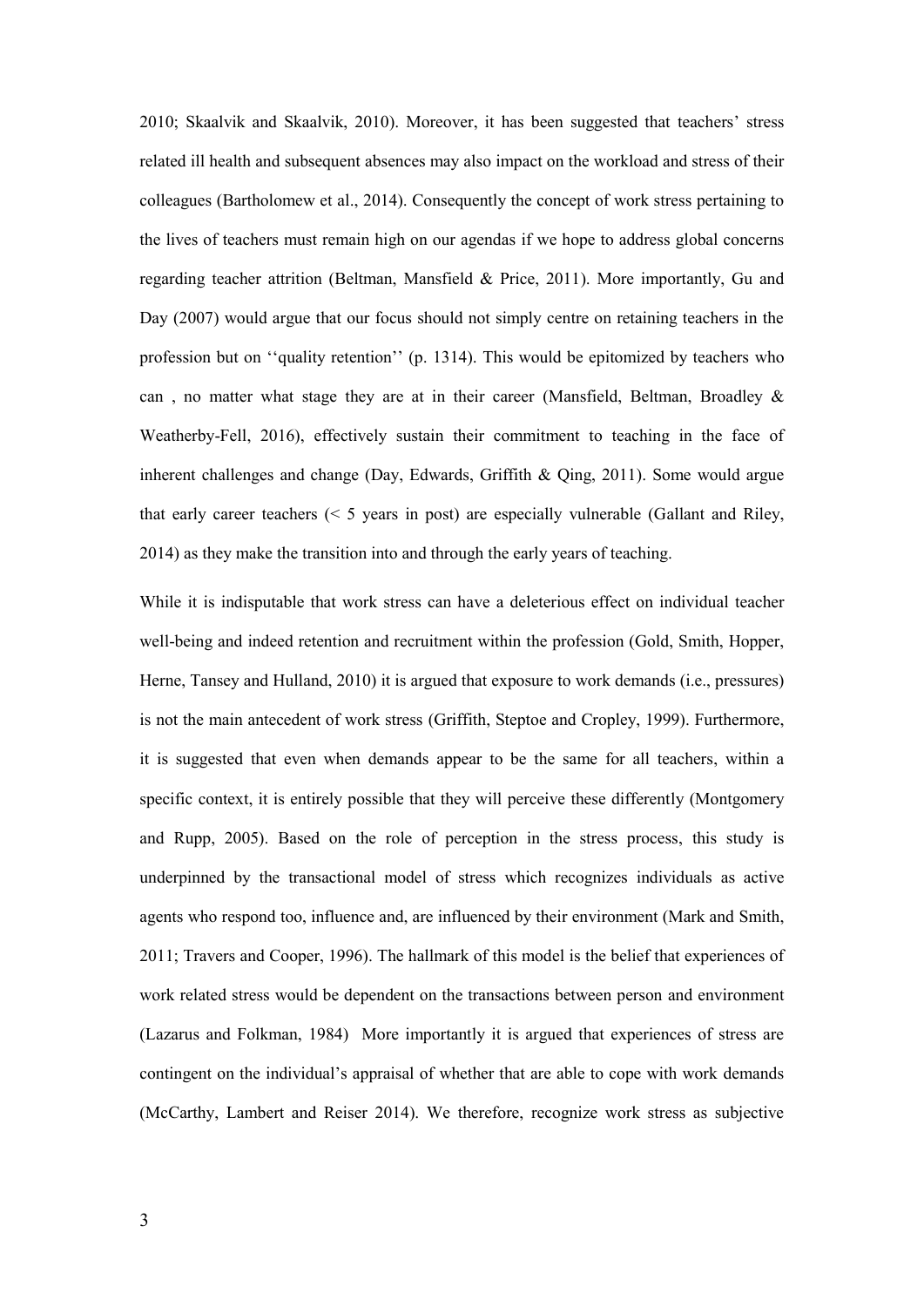2010; Skaalvik and Skaalvik, 2010). Moreover, it has been suggested that teachers' stress related ill health and subsequent absences may also impact on the workload and stress of their colleagues (Bartholomew et al., 2014). Consequently the concept of work stress pertaining to the lives of teachers must remain high on our agendas if we hope to address global concerns regarding teacher attrition (Beltman, Mansfield & Price, 2011). More importantly, Gu and Day (2007) would argue that our focus should not simply centre on retaining teachers in the profession but on ''quality retention'' (p. 1314). This would be epitomized by teachers who can , no matter what stage they are at in their career (Mansfield, Beltman, Broadley & Weatherby-Fell, 2016), effectively sustain their commitment to teaching in the face of inherent challenges and change (Day, Edwards, Griffith & Qing, 2011). Some would argue that early career teachers (< 5 years in post) are especially vulnerable (Gallant and Riley, 2014) as they make the transition into and through the early years of teaching.

While it is indisputable that work stress can have a deleterious effect on individual teacher well-being and indeed retention and recruitment within the profession (Gold, Smith, Hopper, Herne, Tansey and Hulland, 2010) it is argued that exposure to work demands (i.e., pressures) is not the main antecedent of work stress (Griffith, Steptoe and Cropley, 1999). Furthermore, it is suggested that even when demands appear to be the same for all teachers, within a specific context, it is entirely possible that they will perceive these differently (Montgomery and Rupp, 2005). Based on the role of perception in the stress process, this study is underpinned by the transactional model of stress which recognizes individuals as active agents who respond too, influence and, are influenced by their environment (Mark and Smith, 2011; Travers and Cooper, 1996). The hallmark of this model is the belief that experiences of work related stress would be dependent on the transactions between person and environment (Lazarus and Folkman, 1984) More importantly it is argued that experiences of stress are contingent on the individual's appraisal of whether that are able to cope with work demands (McCarthy, Lambert and Reiser 2014). We therefore, recognize work stress as subjective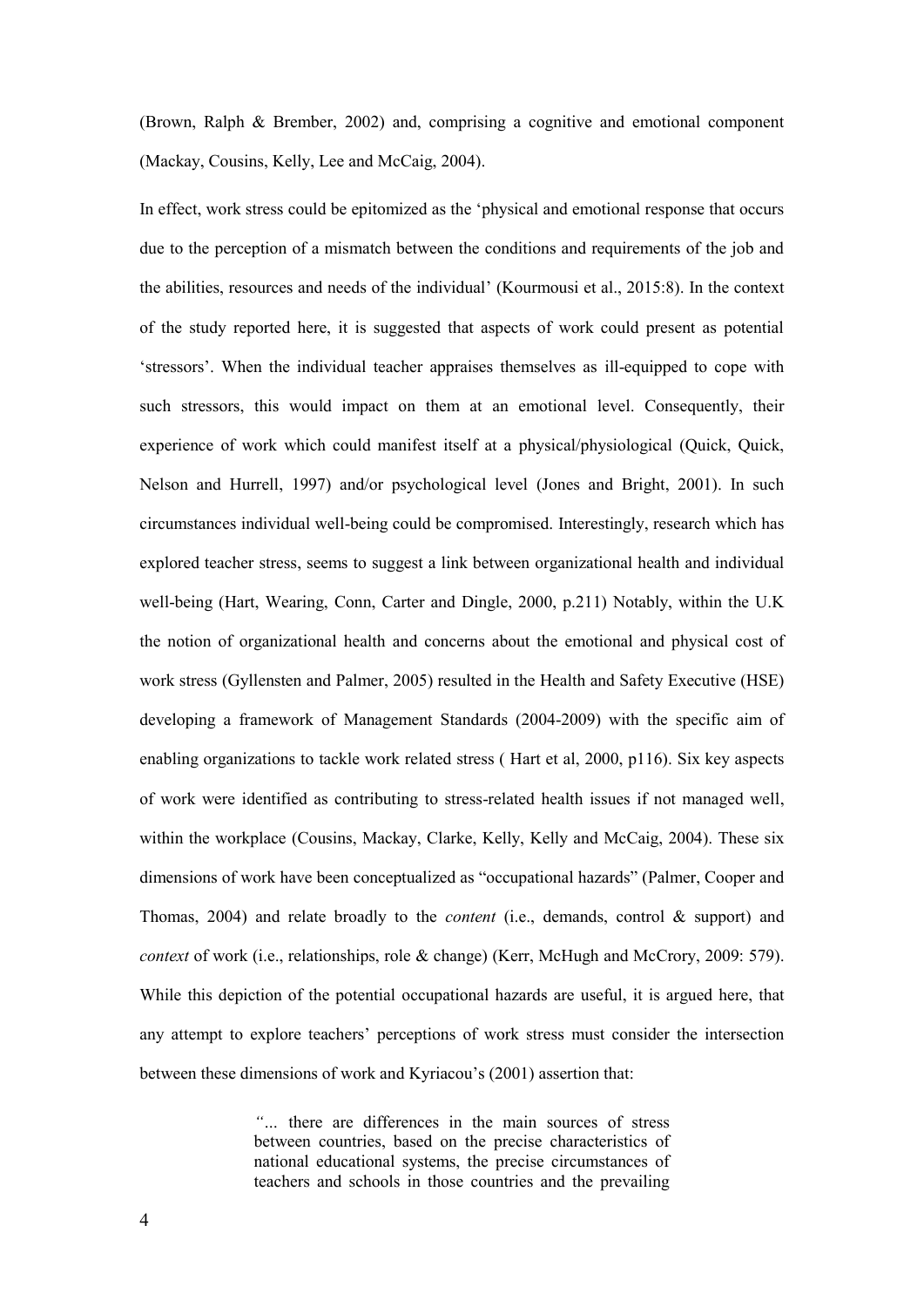(Brown, Ralph & Brember, 2002) and, comprising a cognitive and emotional component (Mackay, Cousins, Kelly, Lee and McCaig, 2004).

In effect, work stress could be epitomized as the 'physical and emotional response that occurs due to the perception of a mismatch between the conditions and requirements of the job and the abilities, resources and needs of the individual' (Kourmousi et al., 2015:8). In the context of the study reported here, it is suggested that aspects of work could present as potential 'stressors'. When the individual teacher appraises themselves as ill-equipped to cope with such stressors, this would impact on them at an emotional level. Consequently, their experience of work which could manifest itself at a physical/physiological (Quick, Quick, Nelson and Hurrell, 1997) and/or psychological level (Jones and Bright, 2001). In such circumstances individual well-being could be compromised. Interestingly, research which has explored teacher stress, seems to suggest a link between organizational health and individual well-being (Hart, Wearing, Conn, Carter and Dingle, 2000, p.211) Notably, within the U.K the notion of organizational health and concerns about the emotional and physical cost of work stress (Gyllensten and Palmer, 2005) resulted in the Health and Safety Executive (HSE) developing a framework of Management Standards (2004-2009) with the specific aim of enabling organizations to tackle work related stress ( Hart et al, 2000, p116). Six key aspects of work were identified as contributing to stress-related health issues if not managed well, within the workplace (Cousins, Mackay, Clarke, Kelly, Kelly and McCaig, 2004). These six dimensions of work have been conceptualized as "occupational hazards" (Palmer, Cooper and Thomas, 2004) and relate broadly to the *content* (i.e., demands, control & support) and *context* of work (i.e., relationships, role & change) (Kerr, McHugh and McCrory, 2009: 579). While this depiction of the potential occupational hazards are useful, it is argued here, that any attempt to explore teachers' perceptions of work stress must consider the intersection between these dimensions of work and Kyriacou's (2001) assertion that:

> *"...* there are differences in the main sources of stress between countries, based on the precise characteristics of national educational systems, the precise circumstances of teachers and schools in those countries and the prevailing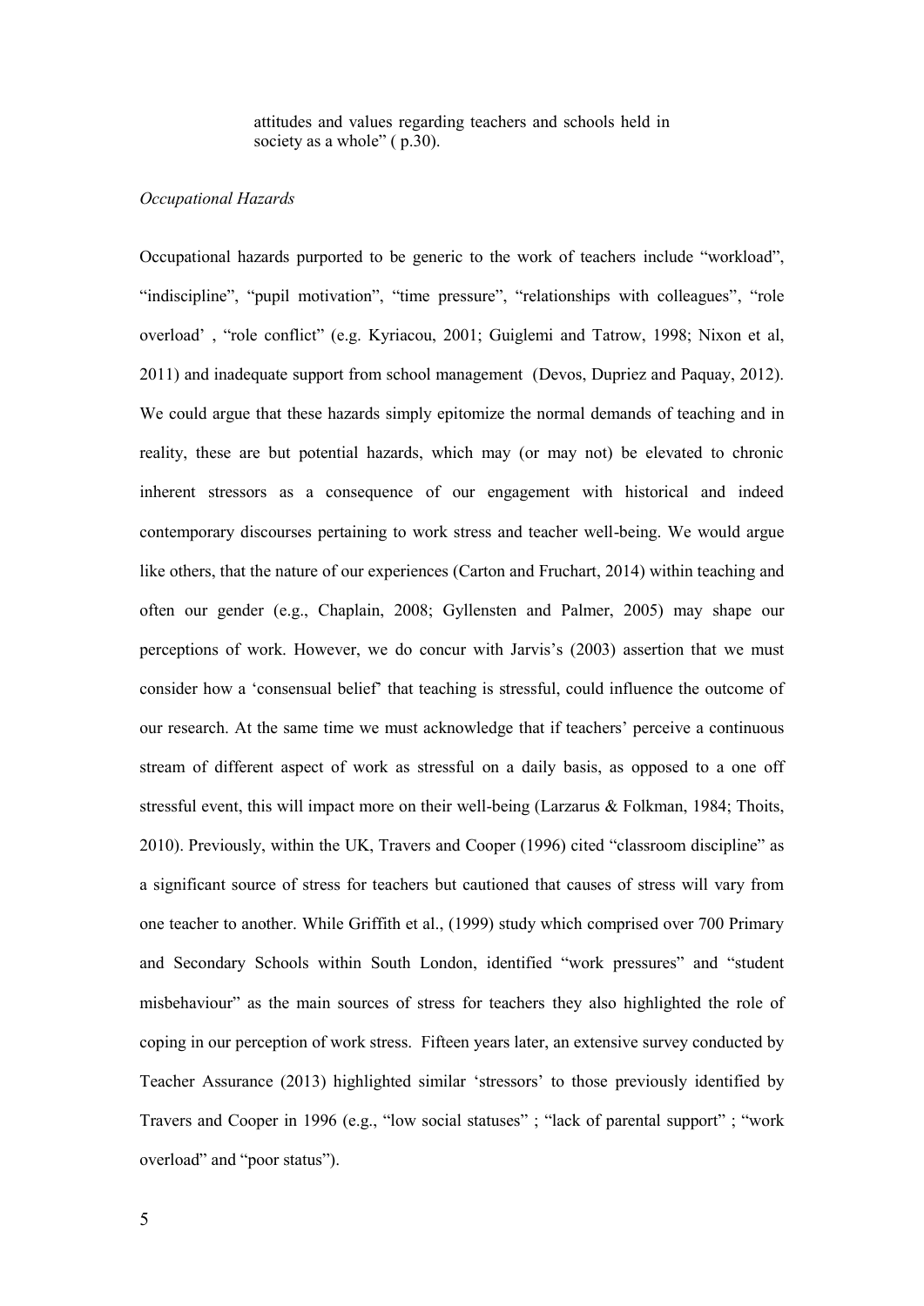attitudes and values regarding teachers and schools held in society as a whole" ( p.30).

*Occupational Hazards*

Occupational hazards purported to be generic to the work of teachers include "workload", "indiscipline", "pupil motivation", "time pressure", "relationships with colleagues", "role overload' , "role conflict" (e.g. Kyriacou, 2001; Guiglemi and Tatrow, 1998; Nixon et al, 2011) and inadequate support from school management (Devos, Dupriez and Paquay, 2012). We could argue that these hazards simply epitomize the normal demands of teaching and in reality, these are but potential hazards, which may (or may not) be elevated to chronic inherent stressors as a consequence of our engagement with historical and indeed contemporary discourses pertaining to work stress and teacher well-being. We would argue like others, that the nature of our experiences (Carton and Fruchart, 2014) within teaching and often our gender (e.g., Chaplain, 2008; Gyllensten and Palmer, 2005) may shape our perceptions of work. However, we do concur with Jarvis's (2003) assertion that we must consider how a 'consensual belief' that teaching is stressful, could influence the outcome of our research. At the same time we must acknowledge that if teachers' perceive a continuous stream of different aspect of work as stressful on a daily basis, as opposed to a one off stressful event, this will impact more on their well-being (Larzarus & Folkman, 1984; Thoits, 2010). Previously, within the UK, Travers and Cooper (1996) cited "classroom discipline" as a significant source of stress for teachers but cautioned that causes of stress will vary from one teacher to another. While Griffith et al., (1999) study which comprised over 700 Primary and Secondary Schools within South London, identified "work pressures" and "student misbehaviour" as the main sources of stress for teachers they also highlighted the role of coping in our perception of work stress. Fifteen years later, an extensive survey conducted by Teacher Assurance (2013) highlighted similar 'stressors' to those previously identified by Travers and Cooper in 1996 (e.g., "low social statuses" ; "lack of parental support" ; "work overload" and "poor status").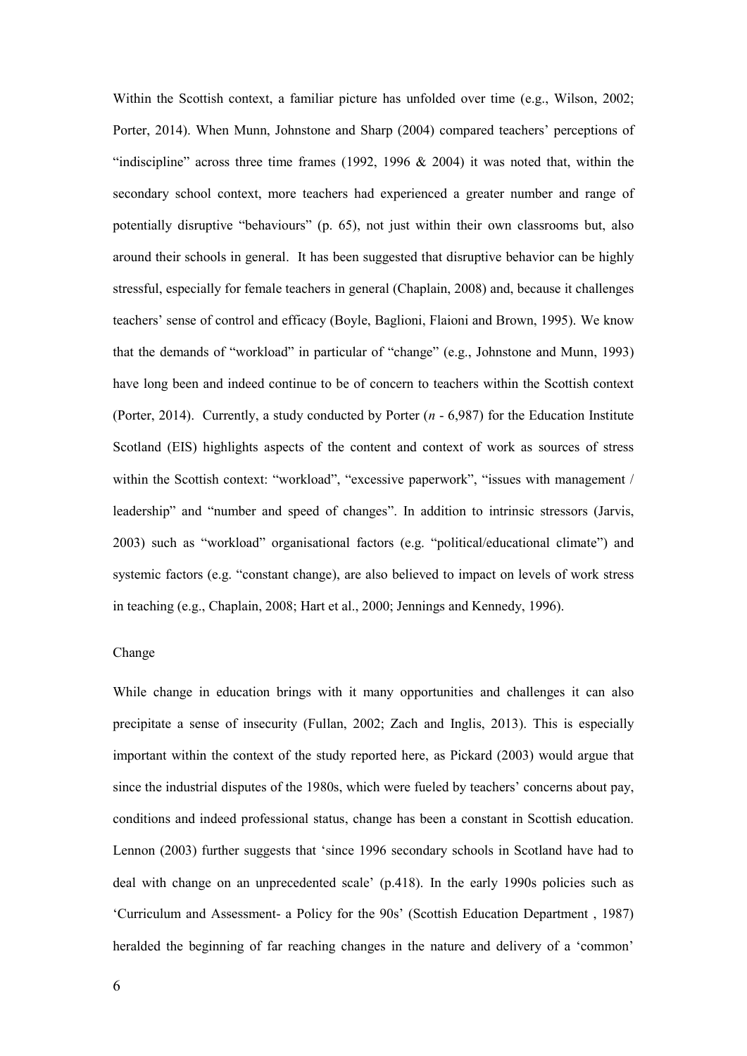Within the Scottish context, a familiar picture has unfolded over time (e.g., Wilson, 2002; Porter, 2014). When Munn, Johnstone and Sharp (2004) compared teachers' perceptions of "indiscipline" across three time frames (1992, 1996 & 2004) it was noted that, within the secondary school context, more teachers had experienced a greater number and range of potentially disruptive "behaviours" (p. 65), not just within their own classrooms but, also around their schools in general. It has been suggested that disruptive behavior can be highly stressful, especially for female teachers in general (Chaplain, 2008) and, because it challenges teachers' sense of control and efficacy (Boyle, Baglioni, Flaioni and Brown, 1995). We know that the demands of "workload" in particular of "change" (e.g., Johnstone and Munn, 1993) have long been and indeed continue to be of concern to teachers within the Scottish context (Porter, 2014). Currently, a study conducted by Porter (*n* - 6,987) for the Education Institute Scotland (EIS) highlights aspects of the content and context of work as sources of stress within the Scottish context: "workload", "excessive paperwork", "issues with management / leadership" and "number and speed of changes". In addition to intrinsic stressors (Jarvis, 2003) such as "workload" organisational factors (e.g. "political/educational climate") and systemic factors (e.g. "constant change), are also believed to impact on levels of work stress in teaching (e.g., Chaplain, 2008; Hart et al., 2000; Jennings and Kennedy, 1996).

## Change

While change in education brings with it many opportunities and challenges it can also precipitate a sense of insecurity (Fullan, 2002; Zach and Inglis, 2013). This is especially important within the context of the study reported here, as Pickard (2003) would argue that since the industrial disputes of the 1980s, which were fueled by teachers' concerns about pay, conditions and indeed professional status, change has been a constant in Scottish education. Lennon (2003) further suggests that 'since 1996 secondary schools in Scotland have had to deal with change on an unprecedented scale' (p.418). In the early 1990s policies such as 'Curriculum and Assessment- a Policy for the 90s' (Scottish Education Department , 1987) heralded the beginning of far reaching changes in the nature and delivery of a 'common'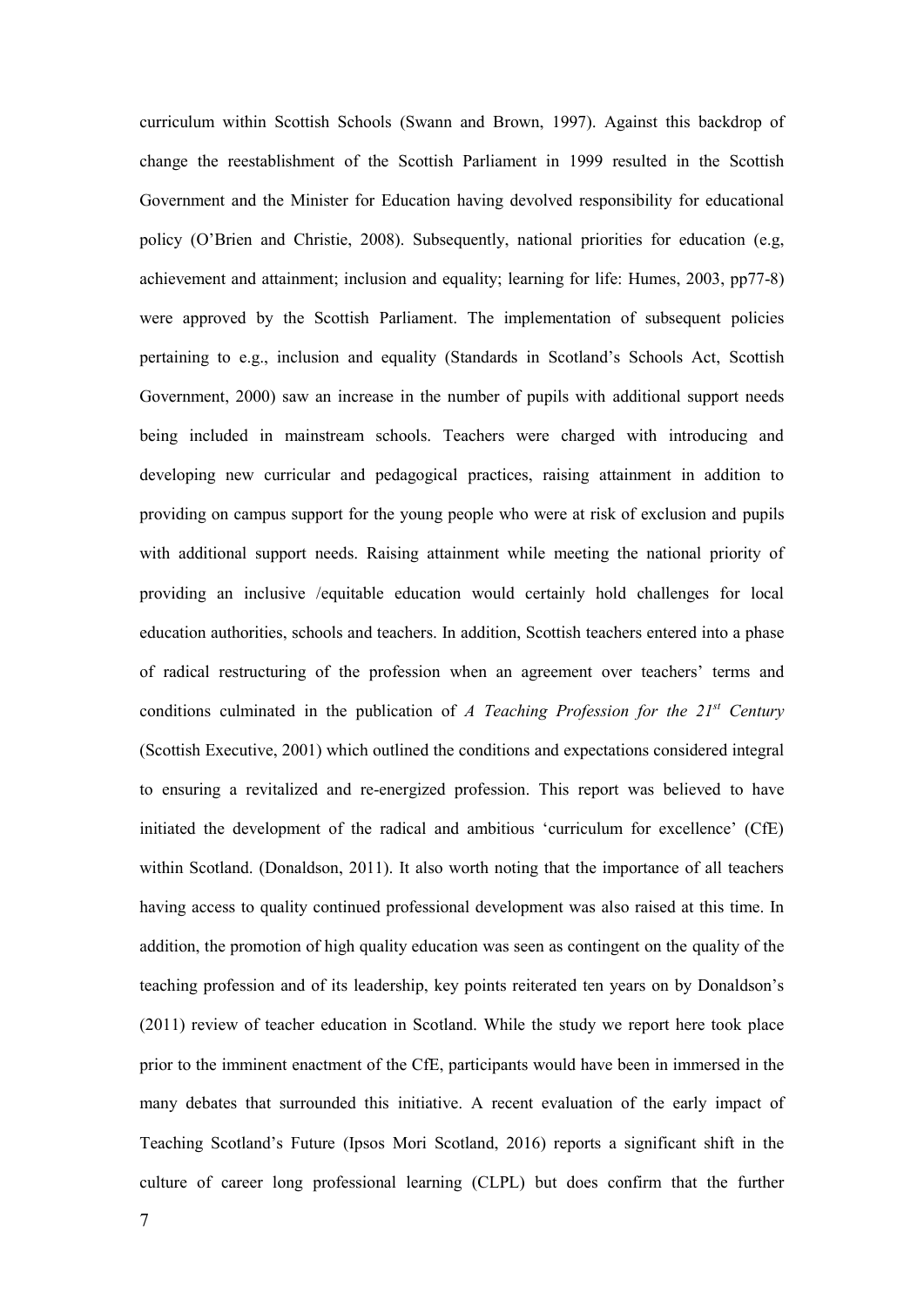curriculum within Scottish Schools (Swann and Brown, 1997). Against this backdrop of change the reestablishment of the Scottish Parliament in 1999 resulted in the Scottish Government and the Minister for Education having devolved responsibility for educational policy (O'Brien and Christie, 2008). Subsequently, national priorities for education (e.g, achievement and attainment; inclusion and equality; learning for life: Humes, 2003, pp77-8) were approved by the Scottish Parliament. The implementation of subsequent policies pertaining to e.g., inclusion and equality (Standards in Scotland's Schools Act, Scottish Government, 2000) saw an increase in the number of pupils with additional support needs being included in mainstream schools. Teachers were charged with introducing and developing new curricular and pedagogical practices, raising attainment in addition to providing on campus support for the young people who were at risk of exclusion and pupils with additional support needs. Raising attainment while meeting the national priority of providing an inclusive /equitable education would certainly hold challenges for local education authorities, schools and teachers. In addition, Scottish teachers entered into a phase of radical restructuring of the profession when an agreement over teachers' terms and conditions culminated in the publication of *A Teaching Profession for the 21st Century* (Scottish Executive, 2001) which outlined the conditions and expectations considered integral to ensuring a revitalized and re-energized profession. This report was believed to have initiated the development of the radical and ambitious 'curriculum for excellence' (CfE) within Scotland. (Donaldson, 2011). It also worth noting that the importance of all teachers having access to quality continued professional development was also raised at this time. In addition, the promotion of high quality education was seen as contingent on the quality of the teaching profession and of its leadership, key points reiterated ten years on by Donaldson's (2011) review of teacher education in Scotland. While the study we report here took place prior to the imminent enactment of the CfE, participants would have been in immersed in the many debates that surrounded this initiative. A recent evaluation of the early impact of Teaching Scotland's Future (Ipsos Mori Scotland, 2016) reports a significant shift in the culture of career long professional learning (CLPL) but does confirm that the further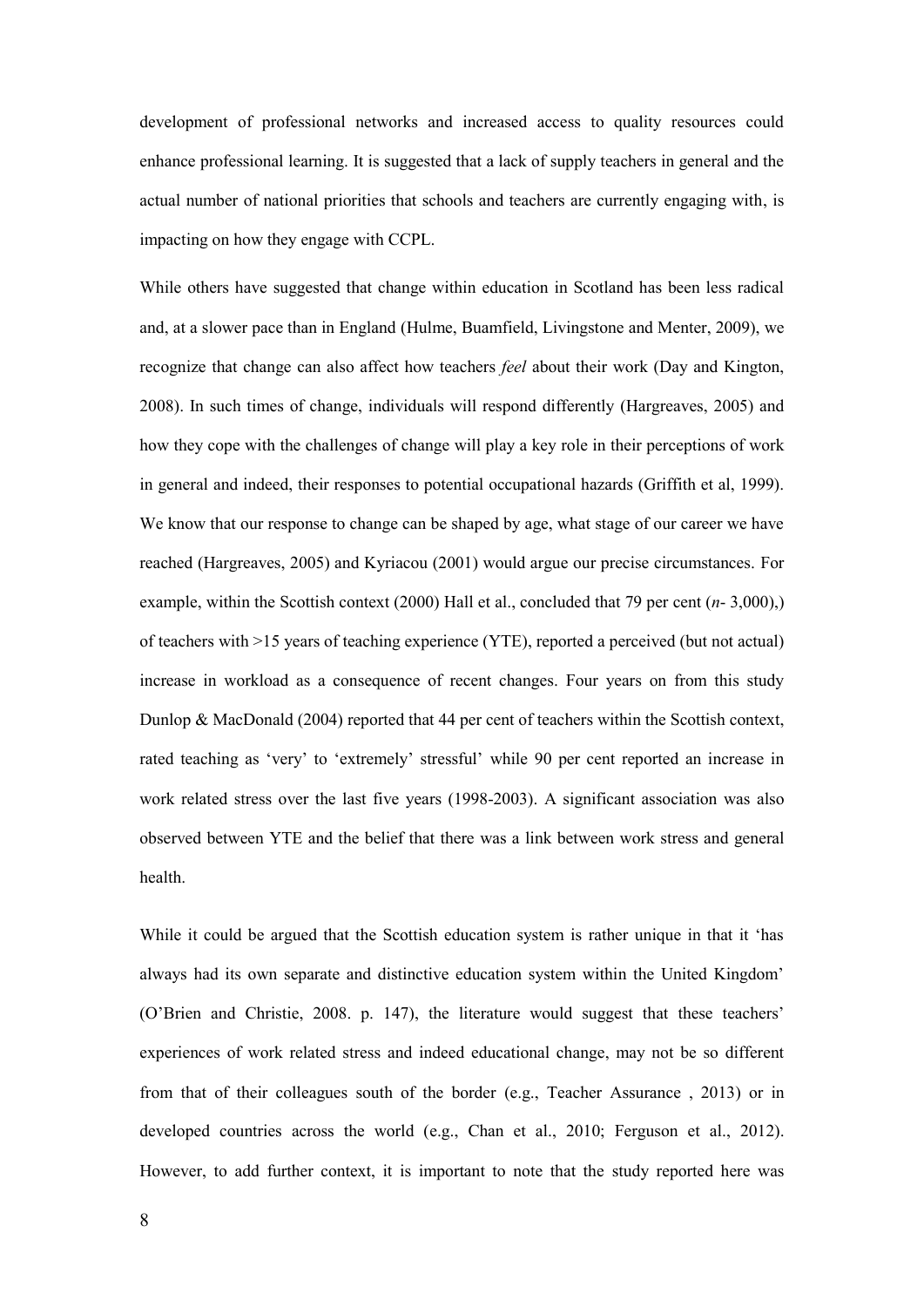development of professional networks and increased access to quality resources could enhance professional learning. It is suggested that a lack of supply teachers in general and the actual number of national priorities that schools and teachers are currently engaging with, is impacting on how they engage with CCPL.

While others have suggested that change within education in Scotland has been less radical and, at a slower pace than in England (Hulme, Buamfield, Livingstone and Menter, 2009), we recognize that change can also affect how teachers *feel* about their work (Day and Kington, 2008). In such times of change, individuals will respond differently (Hargreaves, 2005) and how they cope with the challenges of change will play a key role in their perceptions of work in general and indeed, their responses to potential occupational hazards (Griffith et al, 1999). We know that our response to change can be shaped by age, what stage of our career we have reached (Hargreaves, 2005) and Kyriacou (2001) would argue our precise circumstances. For example, within the Scottish context (2000) Hall et al., concluded that 79 per cent (*n*- 3,000),) of teachers with >15 years of teaching experience (YTE), reported a perceived (but not actual) increase in workload as a consequence of recent changes. Four years on from this study Dunlop & MacDonald (2004) reported that 44 per cent of teachers within the Scottish context, rated teaching as 'very' to 'extremely' stressful' while 90 per cent reported an increase in work related stress over the last five years (1998-2003). A significant association was also observed between YTE and the belief that there was a link between work stress and general health.

While it could be argued that the Scottish education system is rather unique in that it 'has always had its own separate and distinctive education system within the United Kingdom' (O'Brien and Christie, 2008. p. 147), the literature would suggest that these teachers' experiences of work related stress and indeed educational change, may not be so different from that of their colleagues south of the border (e.g., Teacher Assurance , 2013) or in developed countries across the world (e.g., Chan et al., 2010; Ferguson et al., 2012). However, to add further context, it is important to note that the study reported here was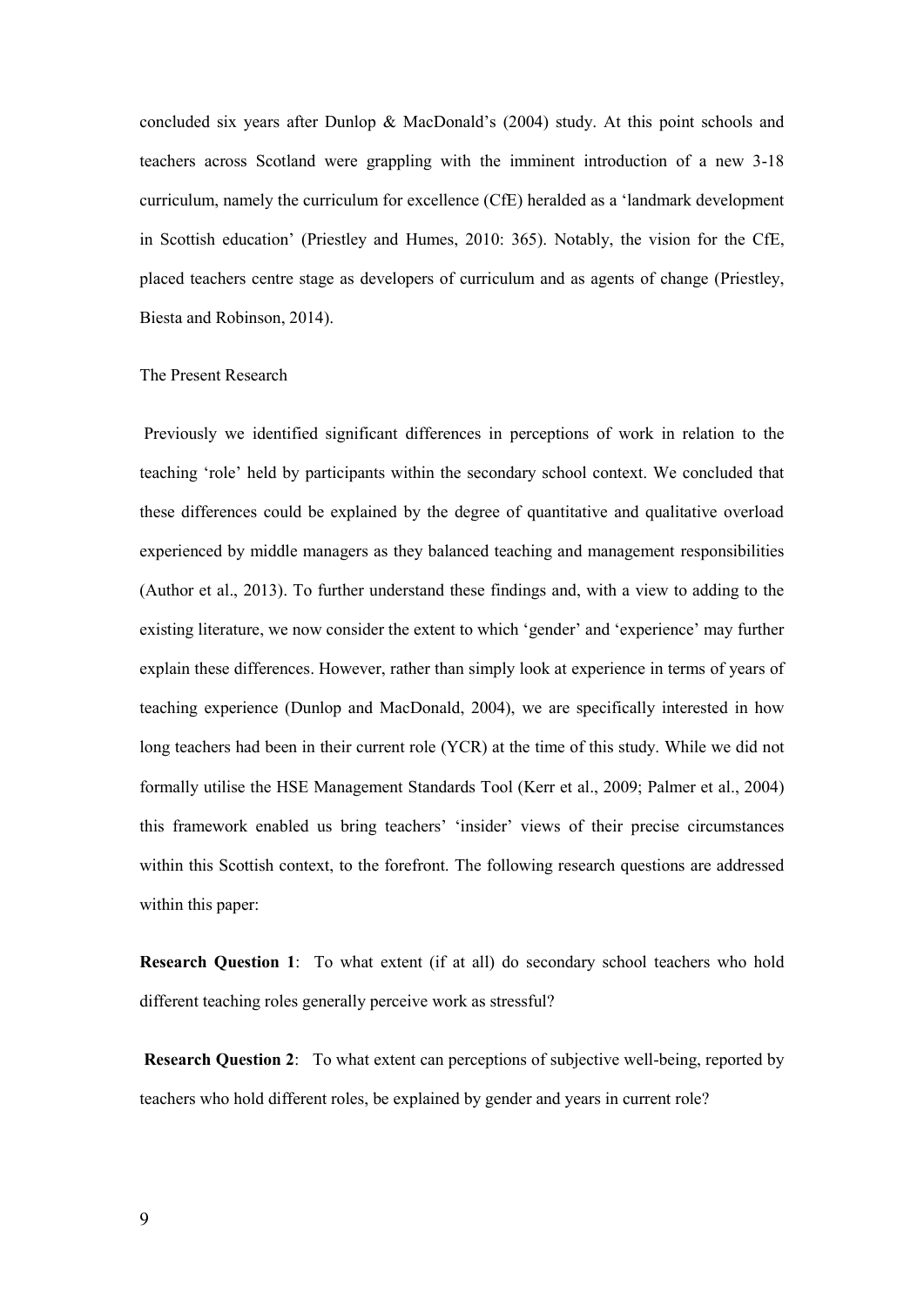concluded six years after Dunlop & MacDonald's (2004) study. At this point schools and teachers across Scotland were grappling with the imminent introduction of a new 3-18 curriculum, namely the curriculum for excellence (CfE) heralded as a 'landmark development in Scottish education' (Priestley and Humes, 2010: 365). Notably, the vision for the CfE, placed teachers centre stage as developers of curriculum and as agents of change (Priestley, Biesta and Robinson, 2014).

## The Present Research

Previously we identified significant differences in perceptions of work in relation to the teaching 'role' held by participants within the secondary school context. We concluded that these differences could be explained by the degree of quantitative and qualitative overload experienced by middle managers as they balanced teaching and management responsibilities (Author et al., 2013). To further understand these findings and, with a view to adding to the existing literature, we now consider the extent to which 'gender' and 'experience' may further explain these differences. However, rather than simply look at experience in terms of years of teaching experience (Dunlop and MacDonald, 2004), we are specifically interested in how long teachers had been in their current role (YCR) at the time of this study. While we did not formally utilise the HSE Management Standards Tool (Kerr et al., 2009; Palmer et al., 2004) this framework enabled us bring teachers' 'insider' views of their precise circumstances within this Scottish context, to the forefront. The following research questions are addressed within this paper:

**Research Question 1**: To what extent (if at all) do secondary school teachers who hold different teaching roles generally perceive work as stressful?

**Research Question 2**: To what extent can perceptions of subjective well-being, reported by teachers who hold different roles, be explained by gender and years in current role?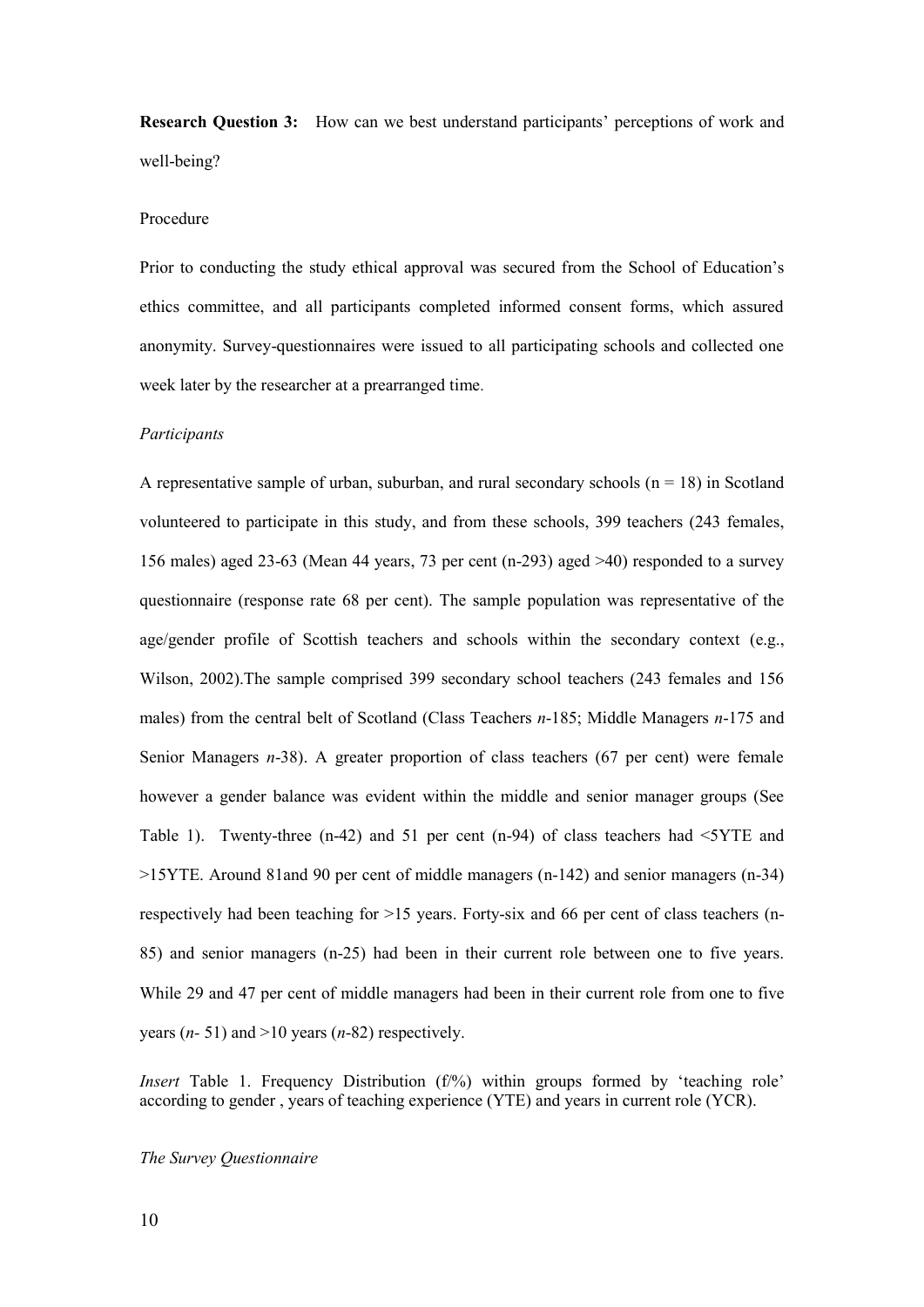**Research Question 3:** How can we best understand participants' perceptions of work and well-being?

Procedure

Prior to conducting the study ethical approval was secured from the School of Education's ethics committee, and all participants completed informed consent forms, which assured anonymity. Survey-questionnaires were issued to all participating schools and collected one week later by the researcher at a prearranged time.

*Participants*

A representative sample of urban, suburban, and rural secondary schools (n = 18) in Scotland volunteered to participate in this study, and from these schools, 399 teachers (243 females, 156 males) aged 23-63 (Mean 44 years, 73 per cent (n-293) aged >40) responded to a survey questionnaire (response rate 68 per cent). The sample population was representative of the age/gender profile of Scottish teachers and schools within the secondary context (e.g., Wilson, 2002).The sample comprised 399 secondary school teachers (243 females and 156 males) from the central belt of Scotland (Class Teachers *n*-185; Middle Managers *n*-175 and Senior Managers *n*-38). A greater proportion of class teachers (67 per cent) were female however a gender balance was evident within the middle and senior manager groups (See Table 1). Twenty-three (n-42) and 51 per cent (n-94) of class teachers had <5YTE and >15YTE. Around 81and 90 per cent of middle managers (n-142) and senior managers (n-34) respectively had been teaching for >15 years. Forty-six and 66 per cent of class teachers (n-85) and senior managers (n-25) had been in their current role between one to five years. While 29 and 47 per cent of middle managers had been in their current role from one to five years (*n*- 51) and >10 years (*n*-82) respectively.

*Insert* Table 1. Frequency Distribution (f/%) within groups formed by 'teaching role' according to gender , years of teaching experience (YTE) and years in current role (YCR).

*The Survey Questionnaire*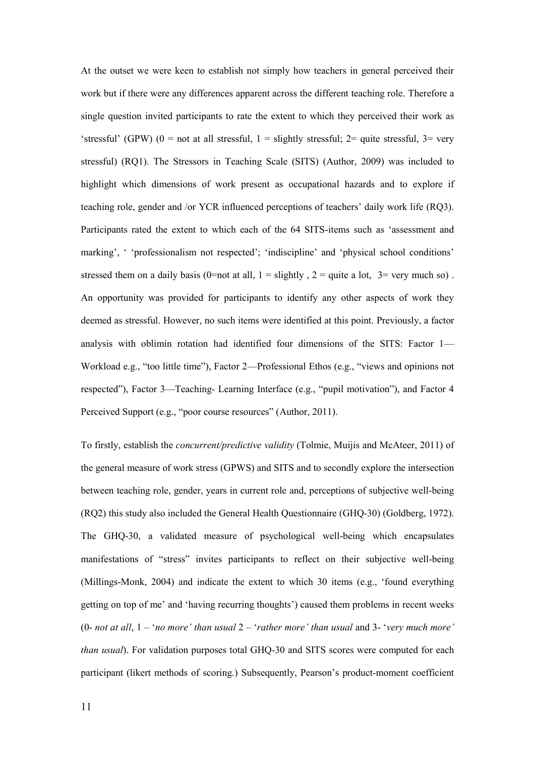At the outset we were keen to establish not simply how teachers in general perceived their work but if there were any differences apparent across the different teaching role. Therefore a single question invited participants to rate the extent to which they perceived their work as 'stressful' (GPW) (0 = not at all stressful, 1 = slightly stressful; 2= quite stressful, 3= very stressful) (RQ1). The Stressors in Teaching Scale (SITS) (Author, 2009) was included to highlight which dimensions of work present as occupational hazards and to explore if teaching role, gender and /or YCR influenced perceptions of teachers' daily work life (RQ3). Participants rated the extent to which each of the 64 SITS-items such as 'assessment and marking', ' 'professionalism not respected'; 'indiscipline' and 'physical school conditions' stressed them on a daily basis (0=not at all, 1 = slightly , 2 = quite a lot, 3= very much so) . An opportunity was provided for participants to identify any other aspects of work they deemed as stressful. However, no such items were identified at this point. Previously, a factor analysis with oblimin rotation had identified four dimensions of the SITS: Factor 1—Workload e.g., "too little time"), Factor 2—Professional Ethos (e.g., "views and opinions not respected"), Factor 3—Teaching- Learning Interface (e.g., "pupil motivation"), and Factor 4 Perceived Support (e.g., "poor course resources" (Author, 2011).

To firstly, establish the *concurrent/predictive validity* (Tolmie, Muijis and McAteer, 2011) of the general measure of work stress (GPWS) and SITS and to secondly explore the intersection between teaching role, gender, years in current role and, perceptions of subjective well-being (RQ2) this study also included the General Health Questionnaire (GHQ-30) (Goldberg, 1972). The GHQ-30, a validated measure of psychological well-being which encapsulates manifestations of "stress" invites participants to reflect on their subjective well-being (Millings-Monk, 2004) and indicate the extent to which 30 items (e.g., 'found everything getting on top of me' and 'having recurring thoughts') caused them problems in recent weeks (0- *not at all*, 1 – '*no more' than usual* 2 – '*rather more' than usual* and 3- '*very much more' than usual*). For validation purposes total GHQ-30 and SITS scores were computed for each participant (likert methods of scoring.) Subsequently, Pearson's product-moment coefficient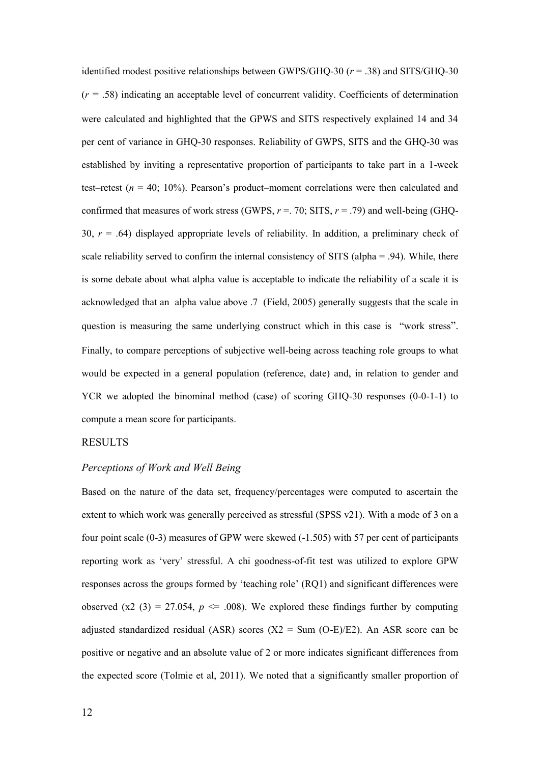identified modest positive relationships between GWPS/GHQ-30 ($r$ = .38) and SITS/GHQ-30 ($r$ = .58) indicating an acceptable level of concurrent validity. Coefficients of determination were calculated and highlighted that the GPWS and SITS respectively explained 14 and 34 per cent of variance in GHQ-30 responses. Reliability of GWPS, SITS and the GHQ-30 was established by inviting a representative proportion of participants to take part in a 1-week test–retest ($n$ = 40; 10%). Pearson's product–moment correlations were then calculated and confirmed that measures of work stress (GWPS, $r$ =. 70; SITS, $r$ = .79) and well-being (GHQ-30, $r$ = .64) displayed appropriate levels of reliability. In addition, a preliminary check of scale reliability served to confirm the internal consistency of SITS (alpha = .94). While, there is some debate about what alpha value is acceptable to indicate the reliability of a scale it is acknowledged that an alpha value above .7 (Field, 2005) generally suggests that the scale in question is measuring the same underlying construct which in this case is "work stress". Finally, to compare perceptions of subjective well-being across teaching role groups to what would be expected in a general population (reference, date) and, in relation to gender and YCR we adopted the binominal method (case) of scoring GHQ-30 responses (0-0-1-1) to compute a mean score for participants.

## RESULTS

### *Perceptions of Work and Well Being*

Based on the nature of the data set, frequency/percentages were computed to ascertain the extent to which work was generally perceived as stressful (SPSS v21). With a mode of 3 on a four point scale (0-3) measures of GPW were skewed (-1.505) with 57 per cent of participants reporting work as 'very' stressful. A chi goodness-of-fit test was utilized to explore GPW responses across the groups formed by 'teaching role' (RQ1) and significant differences were observed (x2 (3) = 27.054, $p$ <= .008). We explored these findings further by computing adjusted standardized residual (ASR) scores (X2 = Sum (O-E)/E2). An ASR score can be positive or negative and an absolute value of 2 or more indicates significant differences from the expected score (Tolmie et al, 2011). We noted that a significantly smaller proportion of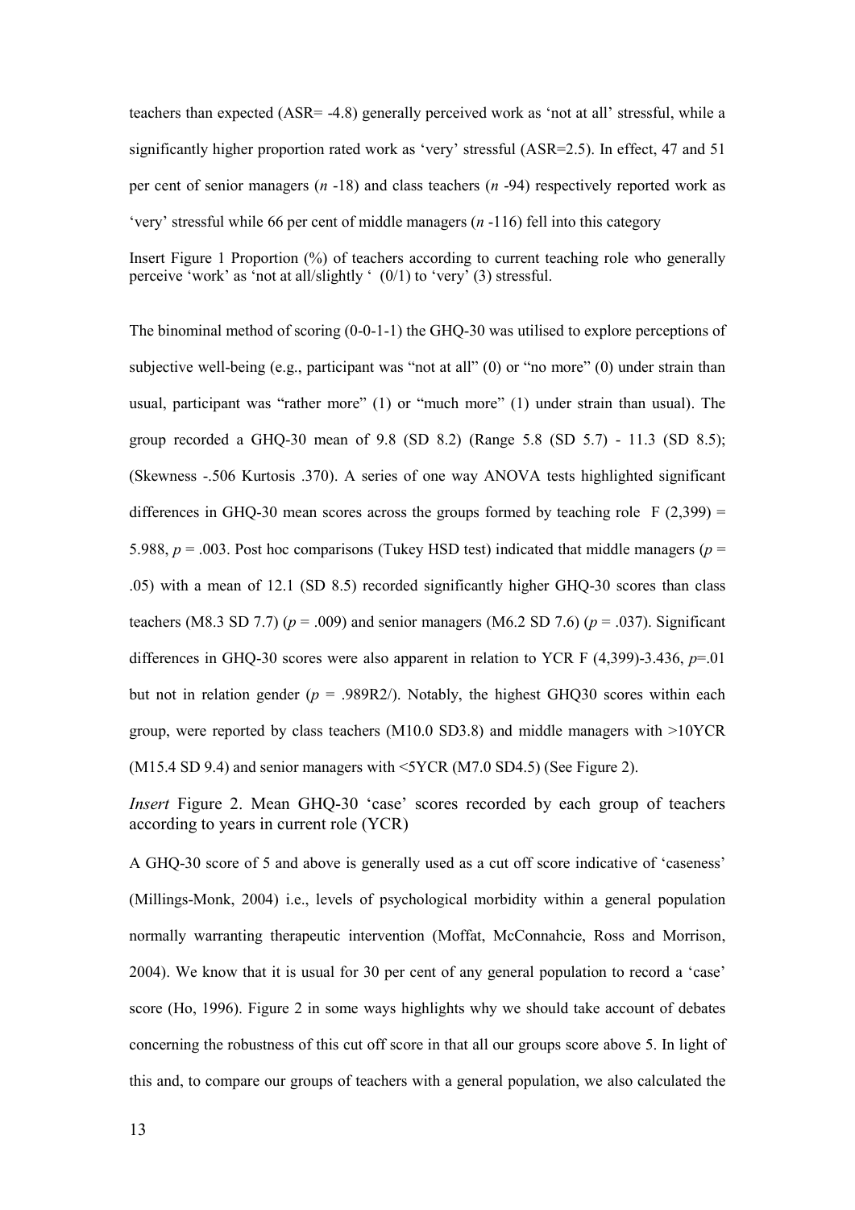teachers than expected (ASR= -4.8) generally perceived work as 'not at all' stressful, while a significantly higher proportion rated work as 'very' stressful (ASR=2.5). In effect, 47 and 51 per cent of senior managers (*n* -18) and class teachers (*n* -94) respectively reported work as 'very' stressful while 66 per cent of middle managers (*n* -116) fell into this category

Insert Figure 1 Proportion (%) of teachers according to current teaching role who generally perceive 'work' as 'not at all/slightly ' (0/1) to 'very' (3) stressful.

The binominal method of scoring (0-0-1-1) the GHQ-30 was utilised to explore perceptions of subjective well-being (e.g., participant was "not at all" (0) or "no more" (0) under strain than usual, participant was "rather more" (1) or "much more" (1) under strain than usual). The group recorded a GHQ-30 mean of 9.8 (SD 8.2) (Range 5.8 (SD 5.7) - 11.3 (SD 8.5); (Skewness -.506 Kurtosis .370). A series of one way ANOVA tests highlighted significant differences in GHQ-30 mean scores across the groups formed by teaching role $F(2,399) = 5.988$, $p = .003$. Post hoc comparisons (Tukey HSD test) indicated that middle managers ($p = .05$) with a mean of 12.1 (SD 8.5) recorded significantly higher GHQ-30 scores than class teachers (M8.3 SD 7.7) ($p = .009$) and senior managers (M6.2 SD 7.6) ($p = .037$). Significant differences in GHQ-30 scores were also apparent in relation to YCR F (4,399)-3.436, $p$=.01 but not in relation gender ($p$ = .989R2/). Notably, the highest GHQ30 scores within each group, were reported by class teachers (M10.0 SD3.8) and middle managers with >10YCR (M15.4 SD 9.4) and senior managers with <5YCR (M7.0 SD4.5) (See Figure 2).

*Insert* Figure 2. Mean GHQ-30 'case' scores recorded by each group of teachers according to years in current role (YCR)

A GHQ-30 score of 5 and above is generally used as a cut off score indicative of 'caseness' (Millings-Monk, 2004) i.e., levels of psychological morbidity within a general population normally warranting therapeutic intervention (Moffat, McConnahcie, Ross and Morrison, 2004). We know that it is usual for 30 per cent of any general population to record a 'case' score (Ho, 1996). Figure 2 in some ways highlights why we should take account of debates concerning the robustness of this cut off score in that all our groups score above 5. In light of this and, to compare our groups of teachers with a general population, we also calculated the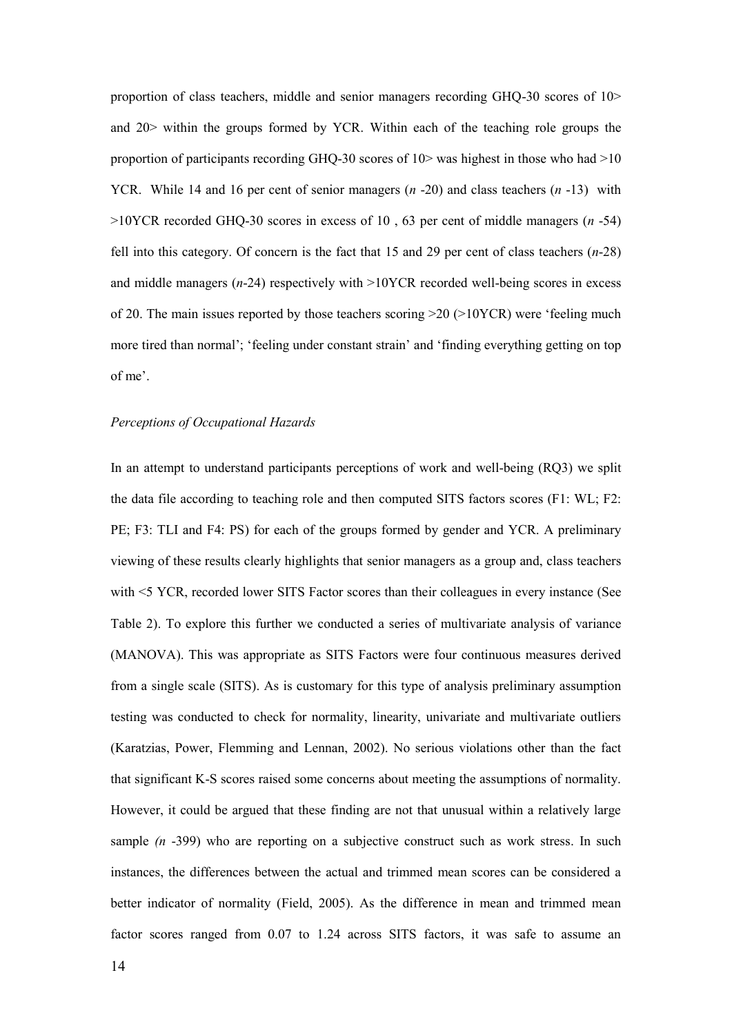proportion of class teachers, middle and senior managers recording GHQ-30 scores of 10> and 20> within the groups formed by YCR. Within each of the teaching role groups the proportion of participants recording GHQ-30 scores of 10> was highest in those who had >10 YCR. While 14 and 16 per cent of senior managers (*n* -20) and class teachers (*n* -13) with >10YCR recorded GHQ-30 scores in excess of 10 , 63 per cent of middle managers (*n* -54) fell into this category. Of concern is the fact that 15 and 29 per cent of class teachers (*n*-28) and middle managers (*n*-24) respectively with >10YCR recorded well-being scores in excess of 20. The main issues reported by those teachers scoring >20 (>10YCR) were 'feeling much more tired than normal'; 'feeling under constant strain' and 'finding everything getting on top of me'.

*Perceptions of Occupational Hazards*

In an attempt to understand participants perceptions of work and well-being (RQ3) we split the data file according to teaching role and then computed SITS factors scores (F1: WL; F2: PE; F3: TLI and F4: PS) for each of the groups formed by gender and YCR. A preliminary viewing of these results clearly highlights that senior managers as a group and, class teachers with <5 YCR, recorded lower SITS Factor scores than their colleagues in every instance (See Table 2). To explore this further we conducted a series of multivariate analysis of variance (MANOVA). This was appropriate as SITS Factors were four continuous measures derived from a single scale (SITS). As is customary for this type of analysis preliminary assumption testing was conducted to check for normality, linearity, univariate and multivariate outliers (Karatzias, Power, Flemming and Lennan, 2002). No serious violations other than the fact that significant K-S scores raised some concerns about meeting the assumptions of normality. However, it could be argued that these finding are not that unusual within a relatively large sample *(n* -399) who are reporting on a subjective construct such as work stress. In such instances, the differences between the actual and trimmed mean scores can be considered a better indicator of normality (Field, 2005). As the difference in mean and trimmed mean factor scores ranged from 0.07 to 1.24 across SITS factors, it was safe to assume an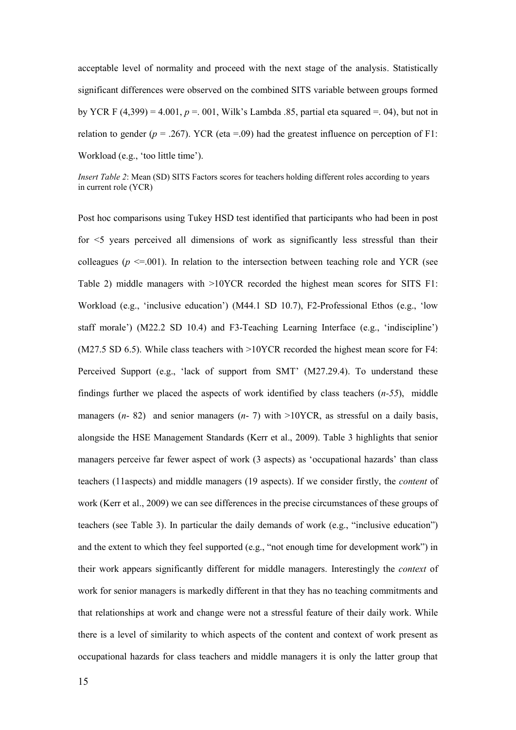acceptable level of normality and proceed with the next stage of the analysis. Statistically significant differences were observed on the combined SITS variable between groups formed by YCR F (4,399) = 4.001, *p* =. 001, Wilk's Lambda .85, partial eta squared =. 04), but not in relation to gender (*p* = .267). YCR (eta =.09) had the greatest influence on perception of F1: Workload (e.g., 'too little time').

*Insert Table 2*: Mean (SD) SITS Factors scores for teachers holding different roles according to years in current role (YCR)

Post hoc comparisons using Tukey HSD test identified that participants who had been in post for <5 years perceived all dimensions of work as significantly less stressful than their colleagues (*p* <=.001). In relation to the intersection between teaching role and YCR (see Table 2) middle managers with >10YCR recorded the highest mean scores for SITS F1: Workload (e.g., 'inclusive education') (M44.1 SD 10.7), F2-Professional Ethos (e.g., 'low staff morale') (M22.2 SD 10.4) and F3-Teaching Learning Interface (e.g., 'indiscipline') (M27.5 SD 6.5). While class teachers with >10YCR recorded the highest mean score for F4: Perceived Support (e.g., 'lack of support from SMT' (M27.29.4). To understand these findings further we placed the aspects of work identified by class teachers (*n-55*), middle managers (*n*- 82) and senior managers (*n*- 7) with >10YCR, as stressful on a daily basis, alongside the HSE Management Standards (Kerr et al., 2009). Table 3 highlights that senior managers perceive far fewer aspect of work (3 aspects) as 'occupational hazards' than class teachers (11aspects) and middle managers (19 aspects). If we consider firstly, the *content* of work (Kerr et al., 2009) we can see differences in the precise circumstances of these groups of teachers (see Table 3). In particular the daily demands of work (e.g., "inclusive education") and the extent to which they feel supported (e.g., "not enough time for development work") in their work appears significantly different for middle managers. Interestingly the *context* of work for senior managers is markedly different in that they has no teaching commitments and that relationships at work and change were not a stressful feature of their daily work. While there is a level of similarity to which aspects of the content and context of work present as occupational hazards for class teachers and middle managers it is only the latter group that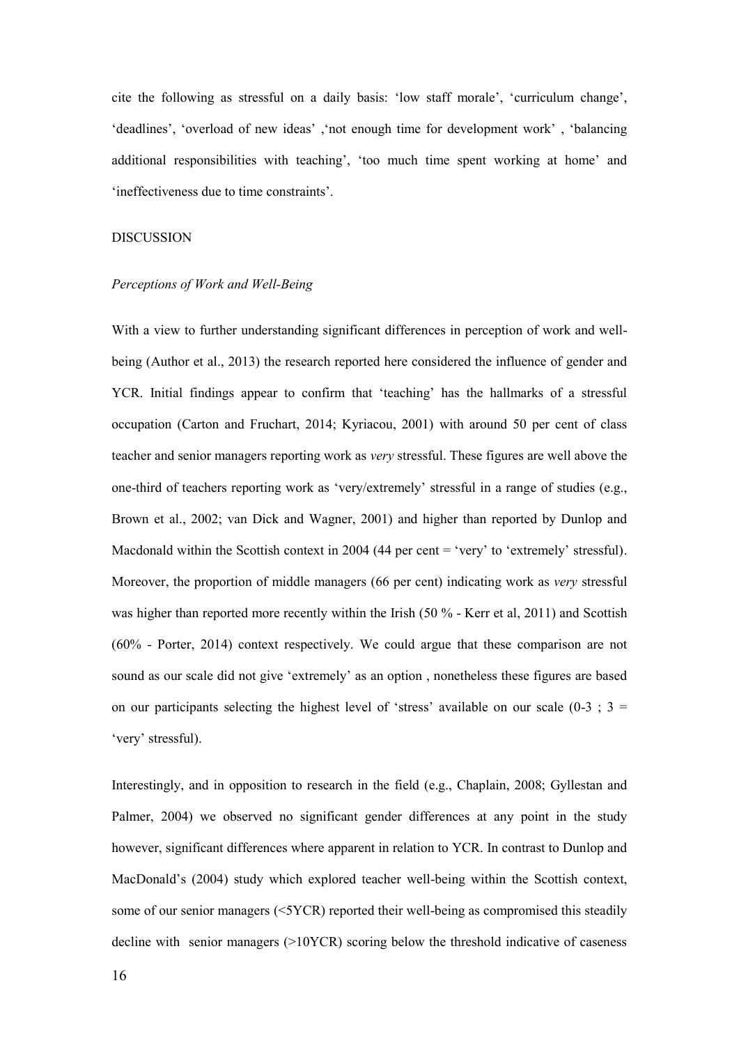cite the following as stressful on a daily basis: 'low staff morale', 'curriculum change', 'deadlines', 'overload of new ideas' ,'not enough time for development work' , 'balancing additional responsibilities with teaching', 'too much time spent working at home' and 'ineffectiveness due to time constraints'.

## DISCUSSION

### *Perceptions of Work and Well-Being*

With a view to further understanding significant differences in perception of work and well-being (Author et al., 2013) the research reported here considered the influence of gender and YCR. Initial findings appear to confirm that 'teaching' has the hallmarks of a stressful occupation (Carton and Fruchart, 2014; Kyriacou, 2001) with around 50 per cent of class teacher and senior managers reporting work as *very* stressful. These figures are well above the one-third of teachers reporting work as 'very/extremely' stressful in a range of studies (e.g., Brown et al., 2002; van Dick and Wagner, 2001) and higher than reported by Dunlop and Macdonald within the Scottish context in 2004 (44 per cent = 'very' to 'extremely' stressful). Moreover, the proportion of middle managers (66 per cent) indicating work as *very* stressful was higher than reported more recently within the Irish (50 % - Kerr et al, 2011) and Scottish (60% - Porter, 2014) context respectively. We could argue that these comparison are not sound as our scale did not give 'extremely' as an option , nonetheless these figures are based on our participants selecting the highest level of 'stress' available on our scale (0-3 ; 3 = 'very' stressful).

Interestingly, and in opposition to research in the field (e.g., Chaplain, 2008; Gyllestan and Palmer, 2004) we observed no significant gender differences at any point in the study however, significant differences where apparent in relation to YCR. In contrast to Dunlop and MacDonald's (2004) study which explored teacher well-being within the Scottish context, some of our senior managers (<5YCR) reported their well-being as compromised this steadily decline with senior managers (>10YCR) scoring below the threshold indicative of caseness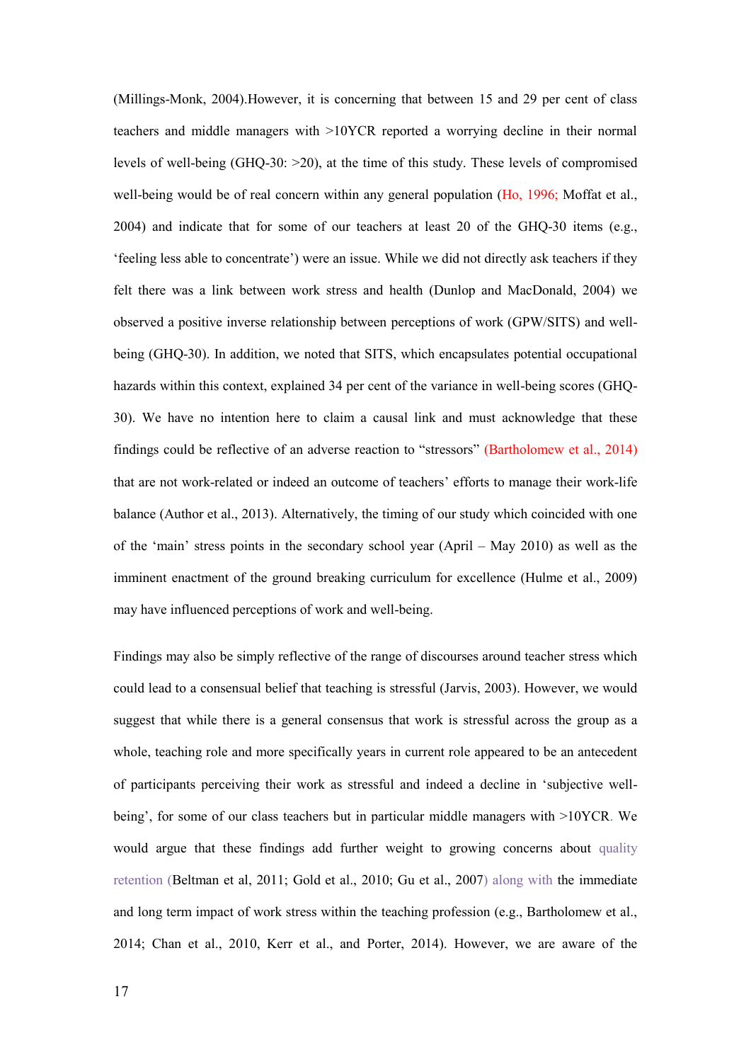(Millings-Monk, 2004).However, it is concerning that between 15 and 29 per cent of class teachers and middle managers with >10YCR reported a worrying decline in their normal levels of well-being (GHQ-30: >20), at the time of this study. These levels of compromised well-being would be of real concern within any general population (Ho, 1996; Moffat et al., 2004) and indicate that for some of our teachers at least 20 of the GHQ-30 items (e.g., 'feeling less able to concentrate') were an issue. While we did not directly ask teachers if they felt there was a link between work stress and health (Dunlop and MacDonald, 2004) we observed a positive inverse relationship between perceptions of work (GPW/SITS) and well-being (GHQ-30). In addition, we noted that SITS, which encapsulates potential occupational hazards within this context, explained 34 per cent of the variance in well-being scores (GHQ-30). We have no intention here to claim a causal link and must acknowledge that these findings could be reflective of an adverse reaction to "stressors" (Bartholomew et al., 2014) that are not work-related or indeed an outcome of teachers' efforts to manage their work-life balance (Author et al., 2013). Alternatively, the timing of our study which coincided with one of the 'main' stress points in the secondary school year (April – May 2010) as well as the imminent enactment of the ground breaking curriculum for excellence (Hulme et al., 2009) may have influenced perceptions of work and well-being.

Findings may also be simply reflective of the range of discourses around teacher stress which could lead to a consensual belief that teaching is stressful (Jarvis, 2003). However, we would suggest that while there is a general consensus that work is stressful across the group as a whole, teaching role and more specifically years in current role appeared to be an antecedent of participants perceiving their work as stressful and indeed a decline in 'subjective well-being', for some of our class teachers but in particular middle managers with >10YCR. We would argue that these findings add further weight to growing concerns about quality retention (Beltman et al, 2011; Gold et al., 2010; Gu et al., 2007) along with the immediate and long term impact of work stress within the teaching profession (e.g., Bartholomew et al., 2014; Chan et al., 2010, Kerr et al., and Porter, 2014). However, we are aware of the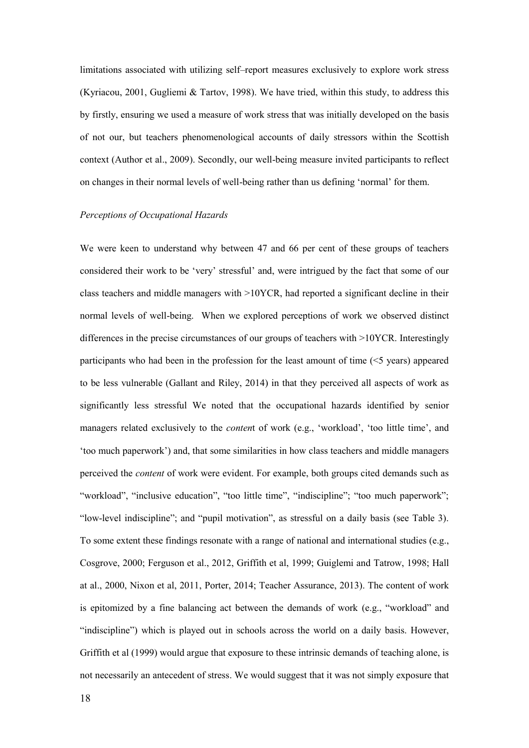limitations associated with utilizing self–report measures exclusively to explore work stress (Kyriacou, 2001, Gugliemi & Tartov, 1998). We have tried, within this study, to address this by firstly, ensuring we used a measure of work stress that was initially developed on the basis of not our, but teachers phenomenological accounts of daily stressors within the Scottish context (Author et al., 2009). Secondly, our well-being measure invited participants to reflect on changes in their normal levels of well-being rather than us defining 'normal' for them.

*Perceptions of Occupational Hazards*

We were keen to understand why between 47 and 66 per cent of these groups of teachers considered their work to be 'very' stressful' and, were intrigued by the fact that some of our class teachers and middle managers with >10YCR, had reported a significant decline in their normal levels of well-being. When we explored perceptions of work we observed distinct differences in the precise circumstances of our groups of teachers with >10YCR. Interestingly participants who had been in the profession for the least amount of time (<5 years) appeared to be less vulnerable (Gallant and Riley, 2014) in that they perceived all aspects of work as significantly less stressful We noted that the occupational hazards identified by senior managers related exclusively to the *conten*t of work (e.g., 'workload', 'too little time', and 'too much paperwork') and, that some similarities in how class teachers and middle managers perceived the *content* of work were evident. For example, both groups cited demands such as "workload", "inclusive education", "too little time", "indiscipline"; "too much paperwork"; "low-level indiscipline"; and "pupil motivation", as stressful on a daily basis (see Table 3). To some extent these findings resonate with a range of national and international studies (e.g., Cosgrove, 2000; Ferguson et al., 2012, Griffith et al, 1999; Guiglemi and Tatrow, 1998; Hall at al., 2000, Nixon et al, 2011, Porter, 2014; Teacher Assurance, 2013). The content of work is epitomized by a fine balancing act between the demands of work (e.g., "workload" and "indiscipline") which is played out in schools across the world on a daily basis. However, Griffith et al (1999) would argue that exposure to these intrinsic demands of teaching alone, is not necessarily an antecedent of stress. We would suggest that it was not simply exposure that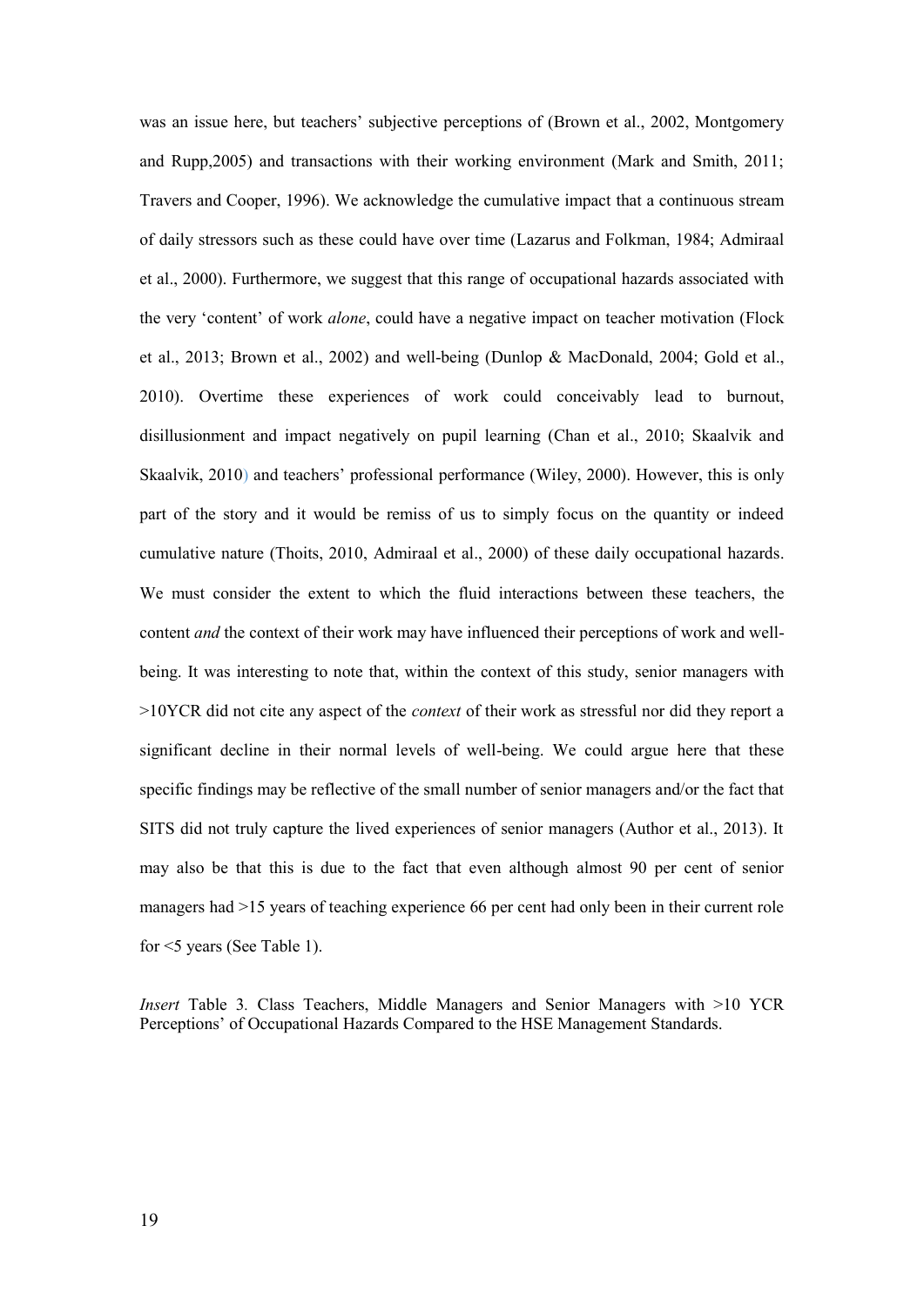was an issue here, but teachers' subjective perceptions of (Brown et al., 2002, Montgomery and Rupp,2005) and transactions with their working environment (Mark and Smith, 2011; Travers and Cooper, 1996). We acknowledge the cumulative impact that a continuous stream of daily stressors such as these could have over time (Lazarus and Folkman, 1984; Admiraal et al., 2000). Furthermore, we suggest that this range of occupational hazards associated with the very 'content' of work *alone*, could have a negative impact on teacher motivation (Flock et al., 2013; Brown et al., 2002) and well-being (Dunlop & MacDonald, 2004; Gold et al., 2010). Overtime these experiences of work could conceivably lead to burnout, disillusionment and impact negatively on pupil learning (Chan et al., 2010; Skaalvik and Skaalvik, 2010) and teachers' professional performance (Wiley, 2000). However, this is only part of the story and it would be remiss of us to simply focus on the quantity or indeed cumulative nature (Thoits, 2010, Admiraal et al., 2000) of these daily occupational hazards. We must consider the extent to which the fluid interactions between these teachers, the content *and* the context of their work may have influenced their perceptions of work and well-being. It was interesting to note that, within the context of this study, senior managers with >10YCR did not cite any aspect of the *context* of their work as stressful nor did they report a significant decline in their normal levels of well-being. We could argue here that these specific findings may be reflective of the small number of senior managers and/or the fact that SITS did not truly capture the lived experiences of senior managers (Author et al., 2013). It may also be that this is due to the fact that even although almost 90 per cent of senior managers had >15 years of teaching experience 66 per cent had only been in their current role for <5 years (See Table 1).

*Insert* Table 3. Class Teachers, Middle Managers and Senior Managers with >10 YCR Perceptions' of Occupational Hazards Compared to the HSE Management Standards.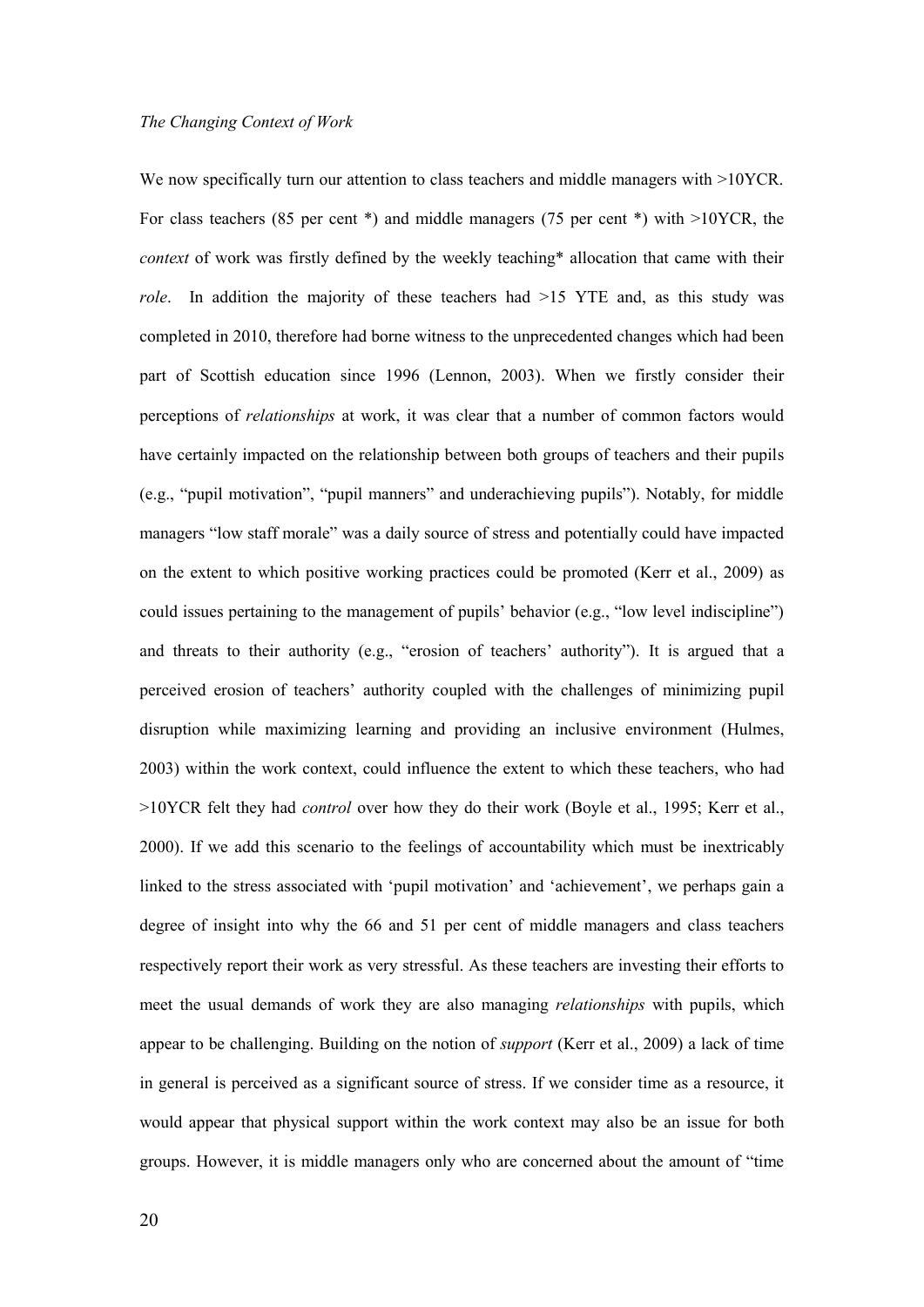*The Changing Context of Work*

We now specifically turn our attention to class teachers and middle managers with >10YCR. For class teachers (85 per cent *) and middle managers (75 per cent *) with >10YCR, the *context* of work was firstly defined by the weekly teaching* allocation that came with their *role*. In addition the majority of these teachers had >15 YTE and, as this study was completed in 2010, therefore had borne witness to the unprecedented changes which had been part of Scottish education since 1996 (Lennon, 2003). When we firstly consider their perceptions of *relationships* at work, it was clear that a number of common factors would have certainly impacted on the relationship between both groups of teachers and their pupils (e.g., "pupil motivation", "pupil manners" and underachieving pupils"). Notably, for middle managers "low staff morale" was a daily source of stress and potentially could have impacted on the extent to which positive working practices could be promoted (Kerr et al., 2009) as could issues pertaining to the management of pupils' behavior (e.g., "low level indiscipline") and threats to their authority (e.g., "erosion of teachers' authority"). It is argued that a perceived erosion of teachers' authority coupled with the challenges of minimizing pupil disruption while maximizing learning and providing an inclusive environment (Hulmes, 2003) within the work context, could influence the extent to which these teachers, who had >10YCR felt they had *control* over how they do their work (Boyle et al., 1995; Kerr et al., 2000). If we add this scenario to the feelings of accountability which must be inextricably linked to the stress associated with 'pupil motivation' and 'achievement', we perhaps gain a degree of insight into why the 66 and 51 per cent of middle managers and class teachers respectively report their work as very stressful. As these teachers are investing their efforts to meet the usual demands of work they are also managing *relationships* with pupils, which appear to be challenging. Building on the notion of *support* (Kerr et al., 2009) a lack of time in general is perceived as a significant source of stress. If we consider time as a resource, it would appear that physical support within the work context may also be an issue for both groups. However, it is middle managers only who are concerned about the amount of "time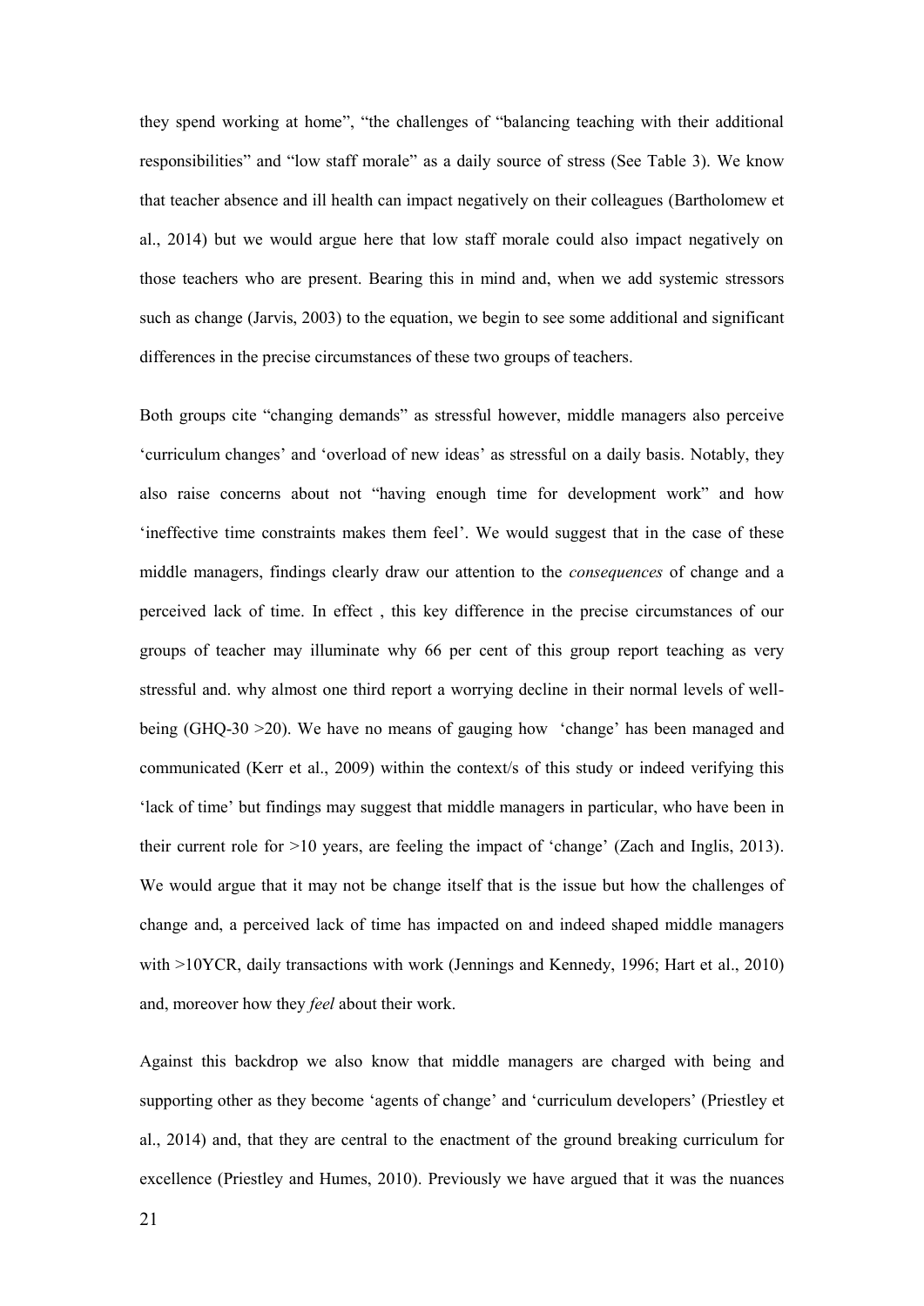they spend working at home", "the challenges of "balancing teaching with their additional responsibilities" and "low staff morale" as a daily source of stress (See Table 3). We know that teacher absence and ill health can impact negatively on their colleagues (Bartholomew et al., 2014) but we would argue here that low staff morale could also impact negatively on those teachers who are present. Bearing this in mind and, when we add systemic stressors such as change (Jarvis, 2003) to the equation, we begin to see some additional and significant differences in the precise circumstances of these two groups of teachers.

Both groups cite "changing demands" as stressful however, middle managers also perceive 'curriculum changes' and 'overload of new ideas' as stressful on a daily basis. Notably, they also raise concerns about not "having enough time for development work" and how 'ineffective time constraints makes them feel'. We would suggest that in the case of these middle managers, findings clearly draw our attention to the *consequences* of change and a perceived lack of time. In effect , this key difference in the precise circumstances of our groups of teacher may illuminate why 66 per cent of this group report teaching as very stressful and. why almost one third report a worrying decline in their normal levels of well-being (GHQ-30 >20). We have no means of gauging how 'change' has been managed and communicated (Kerr et al., 2009) within the context/s of this study or indeed verifying this 'lack of time' but findings may suggest that middle managers in particular, who have been in their current role for >10 years, are feeling the impact of 'change' (Zach and Inglis, 2013). We would argue that it may not be change itself that is the issue but how the challenges of change and, a perceived lack of time has impacted on and indeed shaped middle managers with >10YCR, daily transactions with work (Jennings and Kennedy, 1996; Hart et al., 2010) and, moreover how they *feel* about their work.

Against this backdrop we also know that middle managers are charged with being and supporting other as they become 'agents of change' and 'curriculum developers' (Priestley et al., 2014) and, that they are central to the enactment of the ground breaking curriculum for excellence (Priestley and Humes, 2010). Previously we have argued that it was the nuances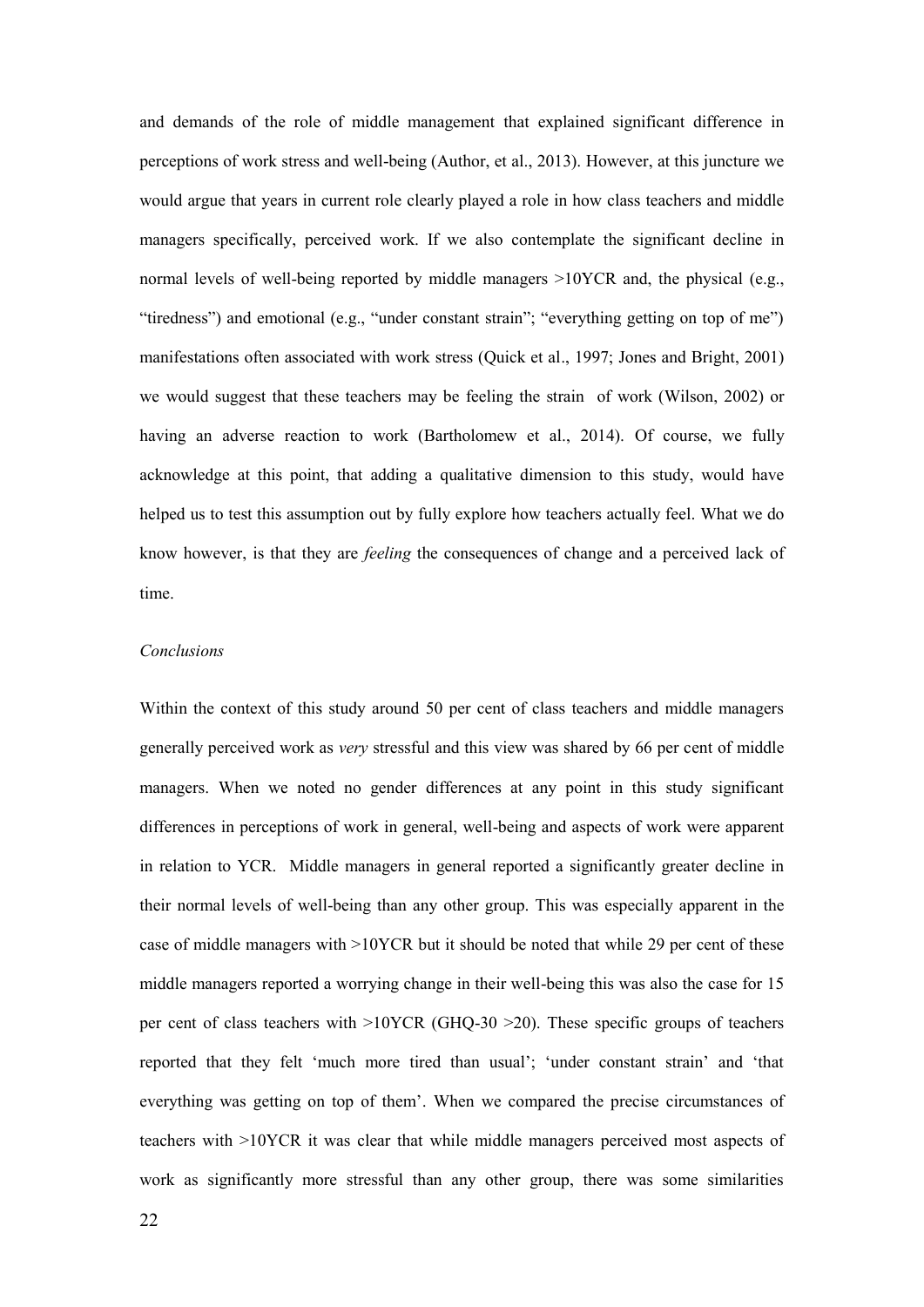and demands of the role of middle management that explained significant difference in perceptions of work stress and well-being (Author, et al., 2013). However, at this juncture we would argue that years in current role clearly played a role in how class teachers and middle managers specifically, perceived work. If we also contemplate the significant decline in normal levels of well-being reported by middle managers >10YCR and, the physical (e.g., "tiredness") and emotional (e.g., "under constant strain"; "everything getting on top of me") manifestations often associated with work stress (Quick et al., 1997; Jones and Bright, 2001) we would suggest that these teachers may be feeling the strain of work (Wilson, 2002) or having an adverse reaction to work (Bartholomew et al., 2014). Of course, we fully acknowledge at this point, that adding a qualitative dimension to this study, would have helped us to test this assumption out by fully explore how teachers actually feel. What we do know however, is that they are *feeling* the consequences of change and a perceived lack of time.

*Conclusions*

Within the context of this study around 50 per cent of class teachers and middle managers generally perceived work as *very* stressful and this view was shared by 66 per cent of middle managers. When we noted no gender differences at any point in this study significant differences in perceptions of work in general, well-being and aspects of work were apparent in relation to YCR. Middle managers in general reported a significantly greater decline in their normal levels of well-being than any other group. This was especially apparent in the case of middle managers with >10YCR but it should be noted that while 29 per cent of these middle managers reported a worrying change in their well-being this was also the case for 15 per cent of class teachers with >10YCR (GHQ-30 >20). These specific groups of teachers reported that they felt 'much more tired than usual'; 'under constant strain' and 'that everything was getting on top of them'. When we compared the precise circumstances of teachers with >10YCR it was clear that while middle managers perceived most aspects of work as significantly more stressful than any other group, there was some similarities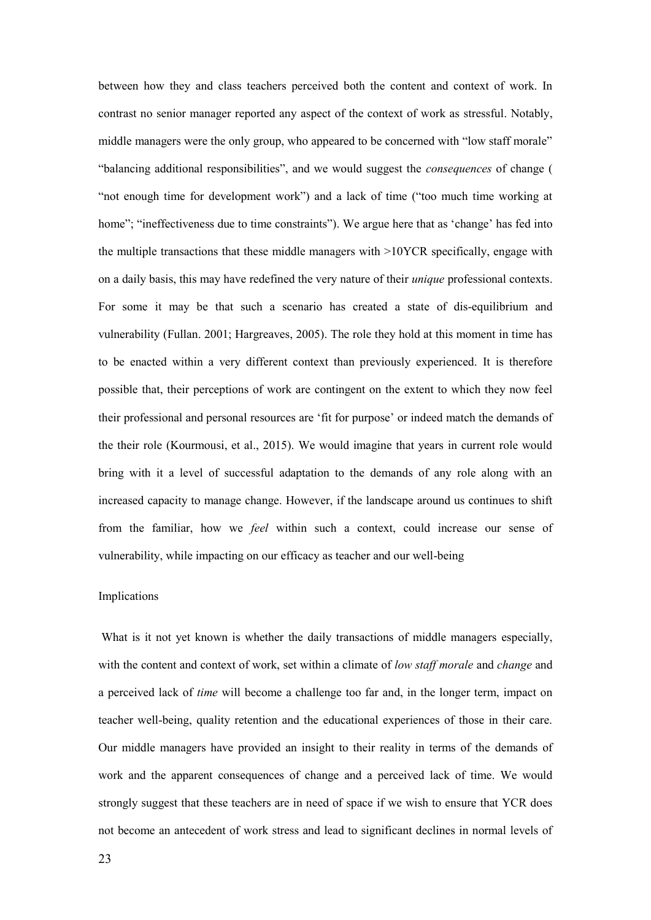between how they and class teachers perceived both the content and context of work. In contrast no senior manager reported any aspect of the context of work as stressful. Notably, middle managers were the only group, who appeared to be concerned with "low staff morale" "balancing additional responsibilities", and we would suggest the *consequences* of change ( "not enough time for development work") and a lack of time ("too much time working at home"; "ineffectiveness due to time constraints"). We argue here that as 'change' has fed into the multiple transactions that these middle managers with >10YCR specifically, engage with on a daily basis, this may have redefined the very nature of their *unique* professional contexts. For some it may be that such a scenario has created a state of dis-equilibrium and vulnerability (Fullan. 2001; Hargreaves, 2005). The role they hold at this moment in time has to be enacted within a very different context than previously experienced. It is therefore possible that, their perceptions of work are contingent on the extent to which they now feel their professional and personal resources are 'fit for purpose' or indeed match the demands of the their role (Kourmousi, et al., 2015). We would imagine that years in current role would bring with it a level of successful adaptation to the demands of any role along with an increased capacity to manage change. However, if the landscape around us continues to shift from the familiar, how we *feel* within such a context, could increase our sense of vulnerability, while impacting on our efficacy as teacher and our well-being

## Implications

What is it not yet known is whether the daily transactions of middle managers especially, with the content and context of work, set within a climate of *low staff morale* and *change* and a perceived lack of *time* will become a challenge too far and, in the longer term, impact on teacher well-being, quality retention and the educational experiences of those in their care. Our middle managers have provided an insight to their reality in terms of the demands of work and the apparent consequences of change and a perceived lack of time. We would strongly suggest that these teachers are in need of space if we wish to ensure that YCR does not become an antecedent of work stress and lead to significant declines in normal levels of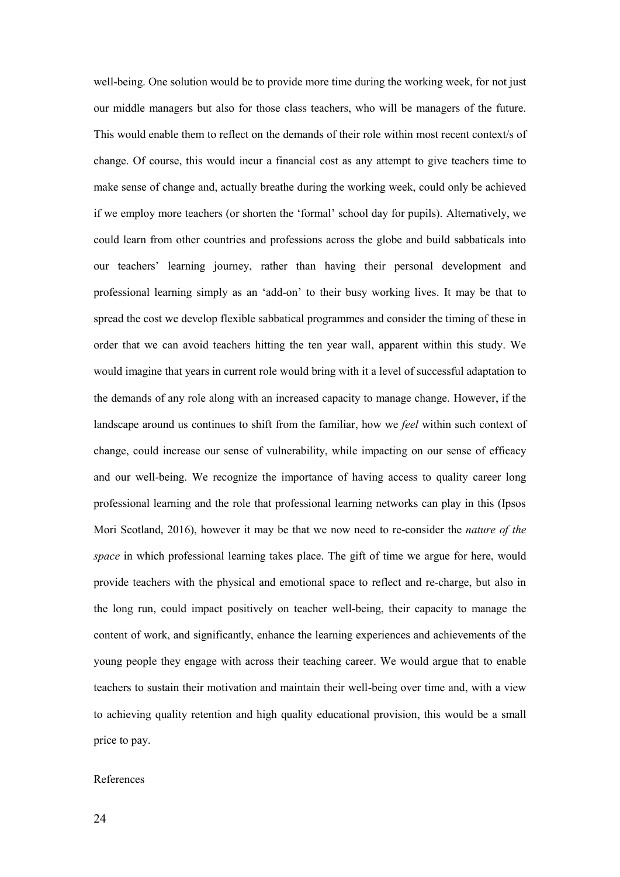well-being. One solution would be to provide more time during the working week, for not just our middle managers but also for those class teachers, who will be managers of the future. This would enable them to reflect on the demands of their role within most recent context/s of change. Of course, this would incur a financial cost as any attempt to give teachers time to make sense of change and, actually breathe during the working week, could only be achieved if we employ more teachers (or shorten the 'formal' school day for pupils). Alternatively, we could learn from other countries and professions across the globe and build sabbaticals into our teachers' learning journey, rather than having their personal development and professional learning simply as an 'add-on' to their busy working lives. It may be that to spread the cost we develop flexible sabbatical programmes and consider the timing of these in order that we can avoid teachers hitting the ten year wall, apparent within this study. We would imagine that years in current role would bring with it a level of successful adaptation to the demands of any role along with an increased capacity to manage change. However, if the landscape around us continues to shift from the familiar, how we *feel* within such context of change, could increase our sense of vulnerability, while impacting on our sense of efficacy and our well-being. We recognize the importance of having access to quality career long professional learning and the role that professional learning networks can play in this (Ipsos Mori Scotland, 2016), however it may be that we now need to re-consider the *nature of the space* in which professional learning takes place. The gift of time we argue for here, would provide teachers with the physical and emotional space to reflect and re-charge, but also in the long run, could impact positively on teacher well-being, their capacity to manage the content of work, and significantly, enhance the learning experiences and achievements of the young people they engage with across their teaching career. We would argue that to enable teachers to sustain their motivation and maintain their well-being over time and, with a view to achieving quality retention and high quality educational provision, this would be a small price to pay.

References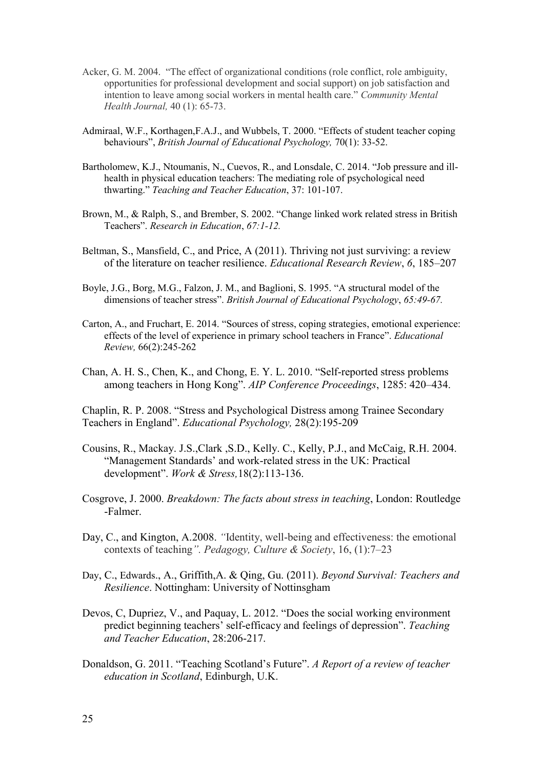Acker, G. M. 2004. "The effect of organizational conditions (role conflict, role ambiguity, opportunities for professional development and social support) on job satisfaction and intention to leave among social workers in mental health care." *Community Mental Health Journal,* 40 (1): 65-73.

Admiraal, W.F., Korthagen,F.A.J., and Wubbels, T. 2000. "Effects of student teacher coping behaviours", *British Journal of Educational Psychology,* 70(1): 33-52.

Bartholomew, K.J., Ntoumanis, N., Cuevos, R., and Lonsdale, C. 2014. "Job pressure and ill-health in physical education teachers: The mediating role of psychological need thwarting." *Teaching and Teacher Education*, 37: 101-107.

Brown, M., & Ralph, S., and Brember, S. 2002. "Change linked work related stress in British Teachers". *Research in Education*, *67:1-12.*

Beltman, S., Mansfield, C., and Price, A (2011). Thriving not just surviving: a review of the literature on teacher resilience. *Educational Research Review*, *6*, 185–207

Boyle, J.G., Borg, M.G., Falzon, J. M., and Baglioni, S. 1995. "A structural model of the dimensions of teacher stress". *British Journal of Educational Psychology*, *65:49-67.*

Carton, A., and Fruchart, E. 2014. "Sources of stress, coping strategies, emotional experience: effects of the level of experience in primary school teachers in France". *Educational Review,* 66(2):245-262

Chan, A. H. S., Chen, K., and Chong, E. Y. L. 2010. "Self-reported stress problems among teachers in Hong Kong". *AIP Conference Proceedings*, 1285: 420–434.

Chaplin, R. P. 2008. "Stress and Psychological Distress among Trainee Secondary Teachers in England". *Educational Psychology,* 28(2):195-209

Cousins, R., Mackay. J.S.,Clark ,S.D., Kelly. C., Kelly, P.J., and McCaig, R.H. 2004. "Management Standards' and work-related stress in the UK: Practical development". *Work & Stress,*18(2):113-136.

Cosgrove, J. 2000. *Breakdown: The facts about stress in teaching*, London: Routledge -Falmer.

Day, C., and Kington, A.2008. *"*Identity, well-being and effectiveness: the emotional contexts of teaching*". Pedagogy, Culture & Society*, 16, (1):7–23

Day, C., Edwards., A., Griffith,A. & Qing, Gu. (2011). *Beyond Survival: Teachers and Resilience*. Nottingham: University of Nottinsgham

Devos, C, Dupriez, V., and Paquay, L. 2012. "Does the social working environment predict beginning teachers' self-efficacy and feelings of depression". *Teaching and Teacher Education*, 28:206-217.

Donaldson, G. 2011. "Teaching Scotland's Future". *A Report of a review of teacher education in Scotland*, Edinburgh, U.K.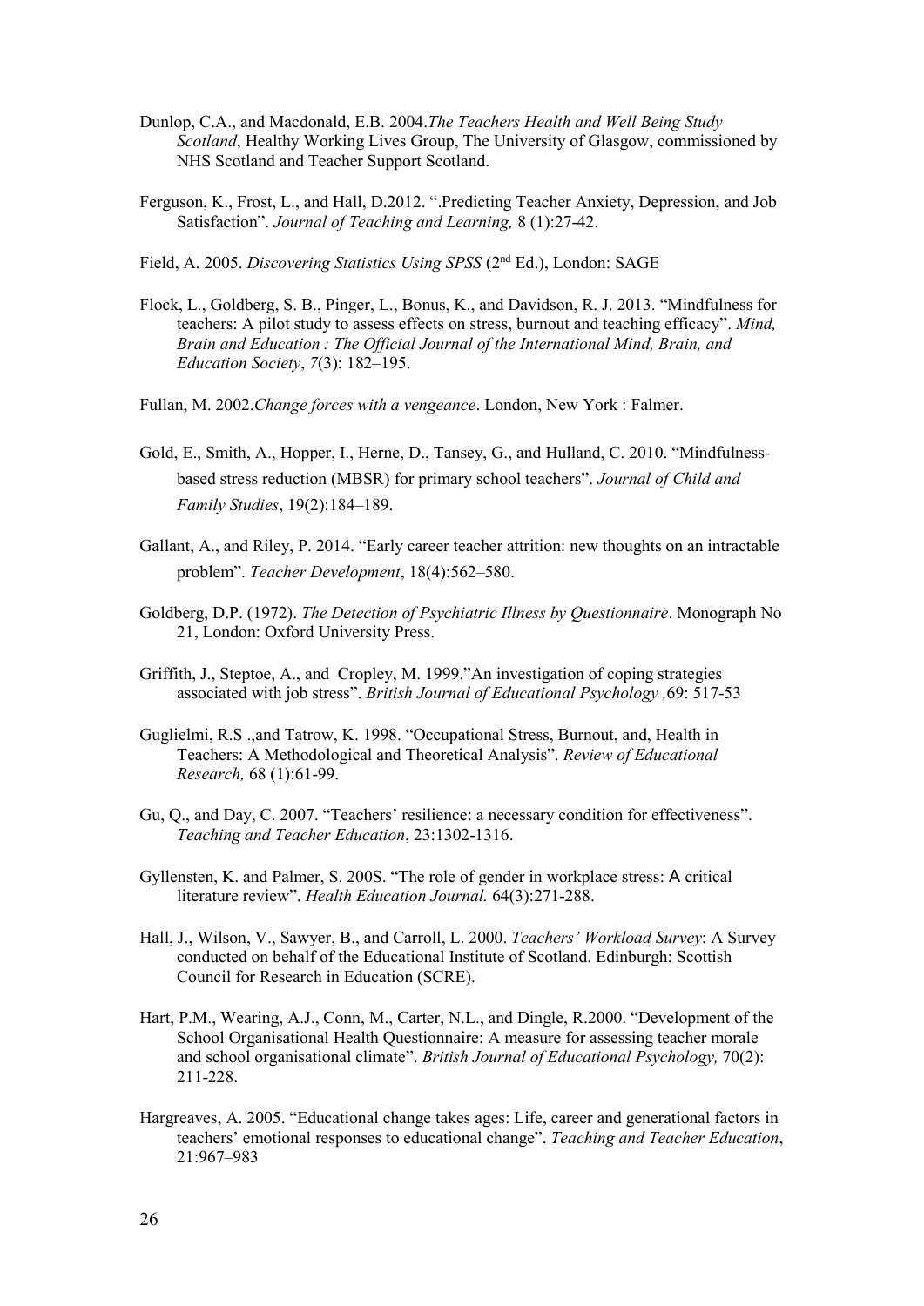Dunlop, C.A., and Macdonald, E.B. 2004.*The Teachers Health and Well Being Study Scotland*, Healthy Working Lives Group, The University of Glasgow, commissioned by NHS Scotland and Teacher Support Scotland.

Ferguson, K., Frost, L., and Hall, D.2012. ".Predicting Teacher Anxiety, Depression, and Job Satisfaction". *Journal of Teaching and Learning,* 8 (1):27-42.

Field, A. 2005. *Discovering Statistics Using SPSS* (2nd Ed.), London: SAGE

Flock, L., Goldberg, S. B., Pinger, L., Bonus, K., and Davidson, R. J. 2013. "Mindfulness for teachers: A pilot study to assess effects on stress, burnout and teaching efficacy". *Mind, Brain and Education : The Official Journal of the International Mind, Brain, and Education Society*, *7*(3): 182–195.

Fullan, M. 2002.*Change forces with a vengeance*. London, New York : Falmer.

Gold, E., Smith, A., Hopper, I., Herne, D., Tansey, G., and Hulland, C. 2010. "Mindfulness-based stress reduction (MBSR) for primary school teachers". *Journal of Child and Family Studies*, 19(2):184–189.

Gallant, A., and Riley, P. 2014. "Early career teacher attrition: new thoughts on an intractable problem". *Teacher Development*, 18(4):562–580.

Goldberg, D.P. (1972). *The Detection of Psychiatric Illness by Questionnaire*. Monograph No 21, London: Oxford University Press.

Griffith, J., Steptoe, A., and Cropley, M. 1999."An investigation of coping strategies associated with job stress". *British Journal of Educational Psychology ,*69: 517-53

Guglielmi, R.S .,and Tatrow, K. 1998. "Occupational Stress, Burnout, and, Health in Teachers: A Methodological and Theoretical Analysis". *Review of Educational Research,* 68 (1):61-99.

Gu, Q., and Day, C. 2007. "Teachers' resilience: a necessary condition for effectiveness". *Teaching and Teacher Education*, 23:1302-1316.

Gyllensten, K. and Palmer, S. 200S. "The role of gender in workplace stress: A critical literature review". *Health Education Journal.* 64(3):271-288.

Hall, J., Wilson, V., Sawyer, B., and Carroll, L. 2000. *Teachers' Workload Survey*: A Survey conducted on behalf of the Educational Institute of Scotland. Edinburgh: Scottish Council for Research in Education (SCRE).

Hart, P.M., Wearing, A.J., Conn, M., Carter, N.L., and Dingle, R.2000. "Development of the School Organisational Health Questionnaire: A measure for assessing teacher morale and school organisational climate". *British Journal of Educational Psychology,* 70(2): 211-228.

Hargreaves, A. 2005. "Educational change takes ages: Life, career and generational factors in teachers' emotional responses to educational change". *Teaching and Teacher Education*, 21:967–983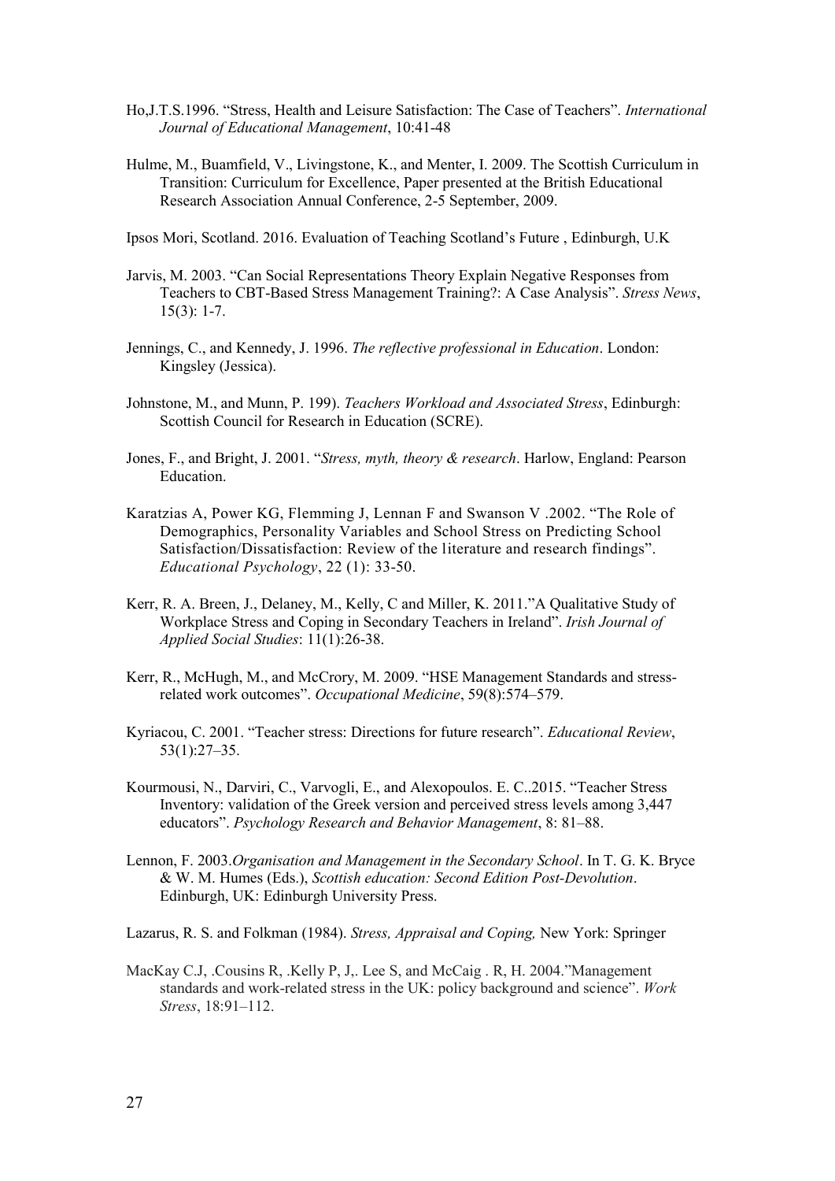Ho,J.T.S.1996. "Stress, Health and Leisure Satisfaction: The Case of Teachers". *International Journal of Educational Management*, 10:41-48

Hulme, M., Buamfield, V., Livingstone, K., and Menter, I. 2009. The Scottish Curriculum in Transition: Curriculum for Excellence, Paper presented at the British Educational Research Association Annual Conference, 2-5 September, 2009.

Ipsos Mori, Scotland. 2016. Evaluation of Teaching Scotland's Future , Edinburgh, U.K

Jarvis, M. 2003. "Can Social Representations Theory Explain Negative Responses from Teachers to CBT-Based Stress Management Training?: A Case Analysis". *Stress News*, 15(3): 1-7.

Jennings, C., and Kennedy, J. 1996. *The reflective professional in Education*. London: Kingsley (Jessica).

Johnstone, M., and Munn, P. 199). *Teachers Workload and Associated Stress*, Edinburgh: Scottish Council for Research in Education (SCRE).

Jones, F., and Bright, J. 2001. "*Stress, myth, theory & research*. Harlow, England: Pearson Education.

Karatzias A, Power KG, Flemming J, Lennan F and Swanson V .2002. "The Role of Demographics, Personality Variables and School Stress on Predicting School Satisfaction/Dissatisfaction: Review of the literature and research findings". *Educational Psychology*, 22 (1): 33-50.

Kerr, R. A. Breen, J., Delaney, M., Kelly, C and Miller, K. 2011."A Qualitative Study of Workplace Stress and Coping in Secondary Teachers in Ireland". *Irish Journal of Applied Social Studies*: 11(1):26-38.

Kerr, R., McHugh, M., and McCrory, M. 2009. "HSE Management Standards and stress-related work outcomes". *Occupational Medicine*, 59(8):574–579.

Kyriacou, C. 2001. "Teacher stress: Directions for future research". *Educational Review*, 53(1):27–35.

Kourmousi, N., Darviri, C., Varvogli, E., and Alexopoulos. E. C..2015. "Teacher Stress Inventory: validation of the Greek version and perceived stress levels among 3,447 educators". *Psychology Research and Behavior Management*, 8: 81–88.

Lennon, F. 2003.*Organisation and Management in the Secondary School*. In T. G. K. Bryce & W. M. Humes (Eds.), *Scottish education: Second Edition Post-Devolution*. Edinburgh, UK: Edinburgh University Press.

Lazarus, R. S. and Folkman (1984). *Stress, Appraisal and Coping,* New York: Springer

MacKay C.J, .Cousins R, .Kelly P, J,. Lee S, and McCaig . R, H. 2004."Management standards and work-related stress in the UK: policy background and science". *Work Stress*, 18:91–112.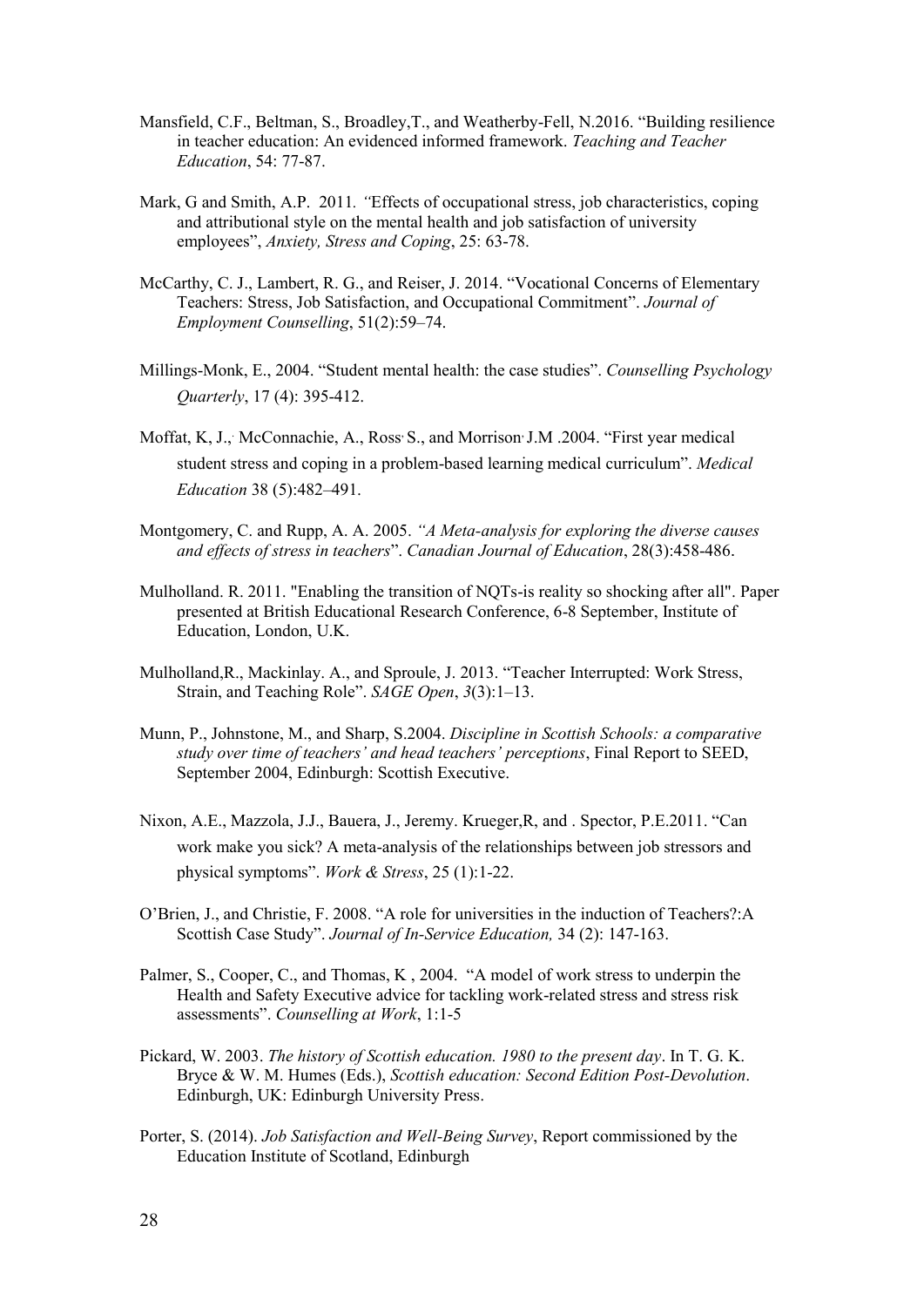Mansfield, C.F., Beltman, S., Broadley,T., and Weatherby-Fell, N.2016. "Building resilience in teacher education: An evidenced informed framework. *Teaching and Teacher Education*, 54: 77-87.

Mark, G and Smith, A.P. 2011. *"*Effects of occupational stress, job characteristics, coping and attributional style on the mental health and job satisfaction of university employees", *Anxiety, Stress and Coping*, 25: 63-78.

McCarthy, C. J., Lambert, R. G., and Reiser, J. 2014. "Vocational Concerns of Elementary Teachers: Stress, Job Satisfaction, and Occupational Commitment". *Journal of Employment Counselling*, 51(2):59–74.

Millings-Monk, E., 2004. "Student mental health: the case studies". *Counselling Psychology Quarterly*, 17 (4): 395-412.

Moffat, K, J.,. McConnachie, A., Ross, S., and Morrison, J.M .2004. "First year medical student stress and coping in a problem-based learning medical curriculum". *Medical Education* 38 (5):482–491.

Montgomery, C. and Rupp, A. A. 2005. *"A Meta-analysis for exploring the diverse causes and effects of stress in teachers*". *Canadian Journal of Education*, 28(3):458-486.

Mulholland. R. 2011. "Enabling the transition of NQTs-is reality so shocking after all". Paper presented at British Educational Research Conference, 6-8 September, Institute of Education, London, U.K.

Mulholland,R., Mackinlay. A., and Sproule, J. 2013. "Teacher Interrupted: Work Stress, Strain, and Teaching Role". *SAGE Open*, *3*(3):1–13.

Munn, P., Johnstone, M., and Sharp, S.2004. *Discipline in Scottish Schools: a comparative study over time of teachers' and head teachers' perceptions*, Final Report to SEED, September 2004, Edinburgh: Scottish Executive.

Nixon, A.E., Mazzola, J.J., Bauera, J., Jeremy. Krueger,R, and . Spector, P.E.2011. "Can work make you sick? A meta-analysis of the relationships between job stressors and physical symptoms". *Work & Stress*, 25 (1):1-22.

O'Brien, J., and Christie, F. 2008. "A role for universities in the induction of Teachers?:A Scottish Case Study". *Journal of In-Service Education,* 34 (2): 147-163.

Palmer, S., Cooper, C., and Thomas, K , 2004. "A model of work stress to underpin the Health and Safety Executive advice for tackling work-related stress and stress risk assessments". *Counselling at Work*, 1:1-5

Pickard, W. 2003. *The history of Scottish education. 1980 to the present day*. In T. G. K. Bryce & W. M. Humes (Eds.), *Scottish education: Second Edition Post-Devolution*. Edinburgh, UK: Edinburgh University Press.

Porter, S. (2014). *Job Satisfaction and Well-Being Survey*, Report commissioned by the Education Institute of Scotland, Edinburgh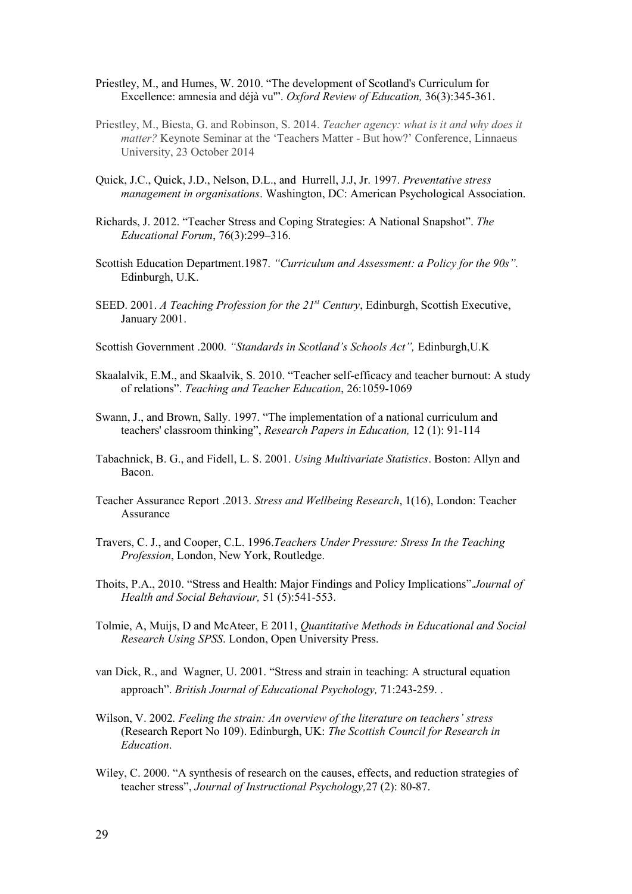Priestley, M., and Humes, W. 2010. "The development of Scotland's Curriculum for Excellence: amnesia and déjà vu'". *Oxford Review of Education,* 36(3):345-361.

Priestley, M., Biesta, G. and Robinson, S. 2014. *Teacher agency: what is it and why does it matter?* Keynote Seminar at the 'Teachers Matter - But how?' Conference, Linnaeus University, 23 October 2014

Quick, J.C., Quick, J.D., Nelson, D.L., and Hurrell, J.J, Jr. 1997. *Preventative stress management in organisations*. Washington, DC: American Psychological Association.

Richards, J. 2012. "Teacher Stress and Coping Strategies: A National Snapshot". *The Educational Forum*, 76(3):299–316.

Scottish Education Department.1987. *"Curriculum and Assessment: a Policy for the 90s".* Edinburgh, U.K.

SEED. 2001. *A Teaching Profession for the 21st Century*, Edinburgh, Scottish Executive, January 2001.

Scottish Government .2000. *"Standards in Scotland's Schools Act",* Edinburgh,U.K

Skaalalvik, E.M., and Skaalvik, S. 2010. "Teacher self-efficacy and teacher burnout: A study of relations". *Teaching and Teacher Education*, 26:1059-1069

Swann, J., and Brown, Sally. 1997. "The implementation of a national curriculum and teachers' classroom thinking", *Research Papers in Education,* 12 (1): 91-114

Tabachnick, B. G., and Fidell, L. S. 2001. *Using Multivariate Statistics*. Boston: Allyn and Bacon.

Teacher Assurance Report .2013. *Stress and Wellbeing Research*, 1(16), London: Teacher Assurance

Travers, C. J., and Cooper, C.L. 1996.*Teachers Under Pressure: Stress In the Teaching Profession*, London, New York, Routledge.

Thoits, P.A., 2010. "Stress and Health: Major Findings and Policy Implications".*Journal of Health and Social Behaviour,* 51 (5):541-553.

Tolmie, A, Muijs, D and McAteer, E 2011, *Quantitative Methods in Educational and Social Research Using SPSS*. London, Open University Press.

van Dick, R., and Wagner, U. 2001. "Stress and strain in teaching: A structural equation approach". *British Journal of Educational Psychology,* 71:243-259. .

Wilson, V. 2002*. Feeling the strain: An overview of the literature on teachers' stress* (Research Report No 109). Edinburgh, UK: *The Scottish Council for Research in Education*.

Wiley, C. 2000. "A synthesis of research on the causes, effects, and reduction strategies of teacher stress", *Journal of Instructional Psychology,*27 (2): 80-87.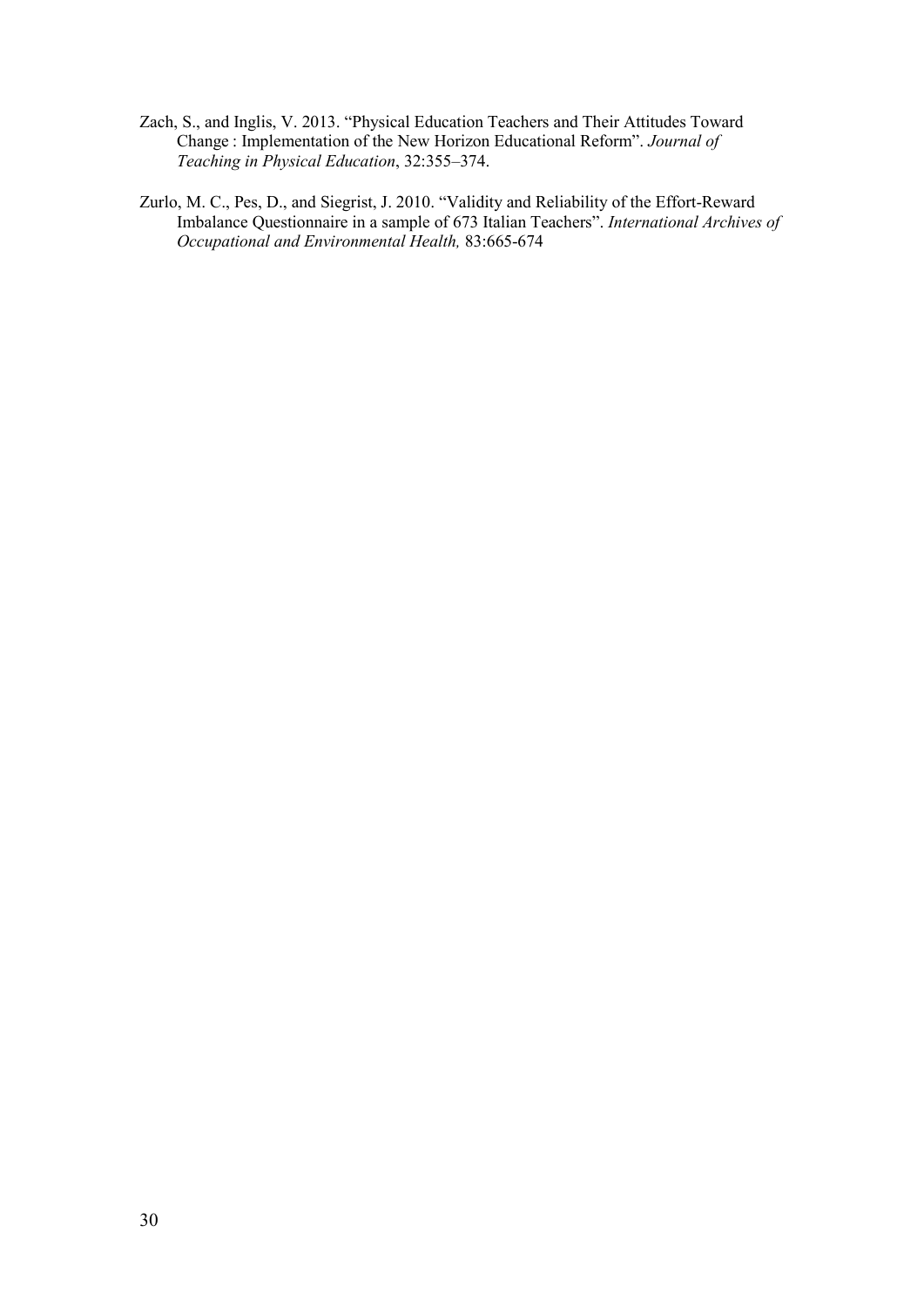Zach, S., and Inglis, V. 2013. "Physical Education Teachers and Their Attitudes Toward Change : Implementation of the New Horizon Educational Reform". *Journal of Teaching in Physical Education*, 32:355–374.

Zurlo, M. C., Pes, D., and Siegrist, J. 2010. "Validity and Reliability of the Effort-Reward Imbalance Questionnaire in a sample of 673 Italian Teachers". *International Archives of Occupational and Environmental Health,* 83:665-674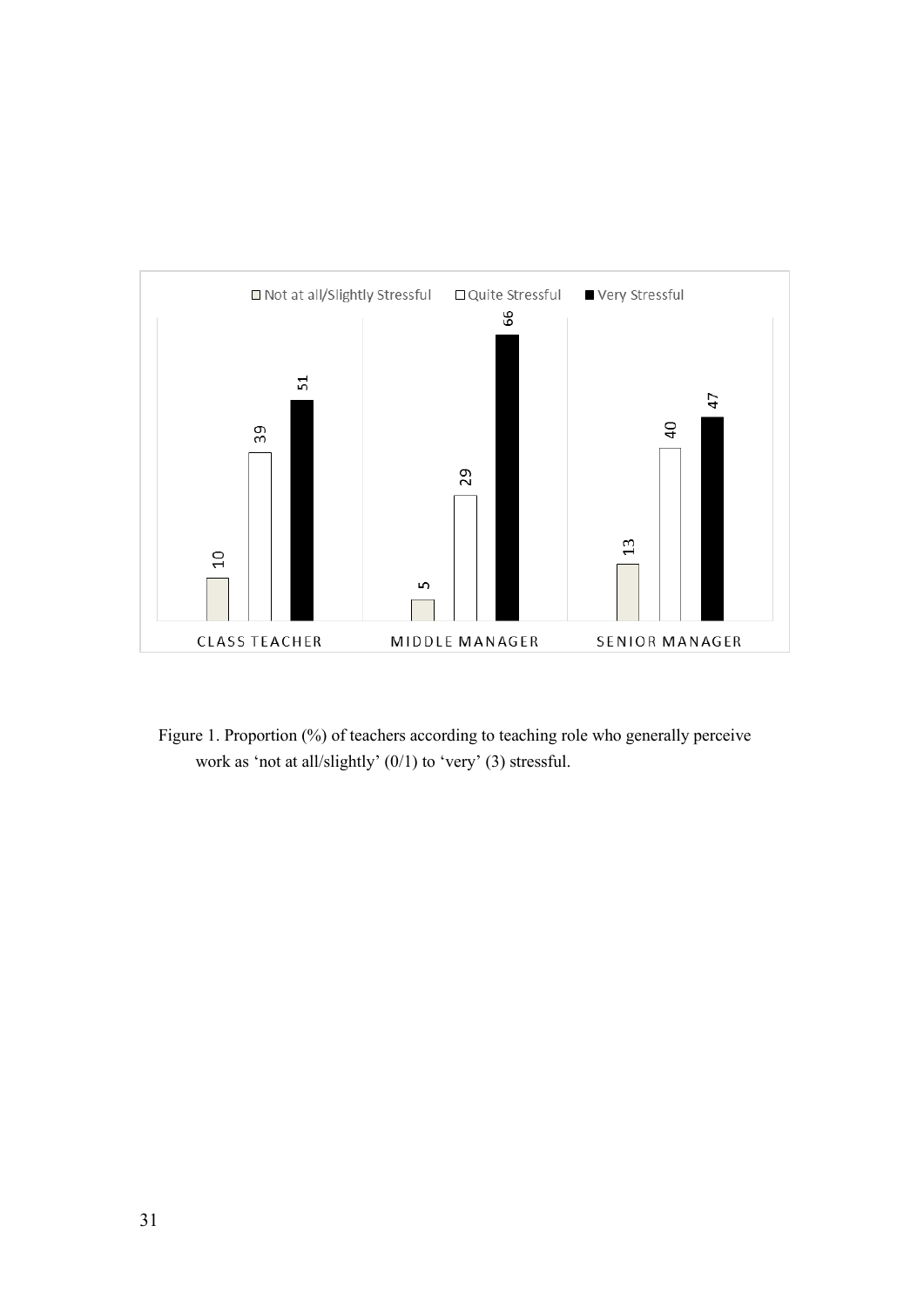| | Not at all/Slightly Stressful | Quite Stressful | Very Stressful |
|---|---|---|---|
| CLASS TEACHER | 10 | 39 | 51 |
| MIDDLE MANAGER | 5 | 29 | 66 |
| SENIOR MANAGER | 13 | 40 | 47 |

Figure 1. Proportion (%) of teachers according to teaching role who generally perceive work as 'not at all/slightly' (0/1) to 'very' (3) stressful.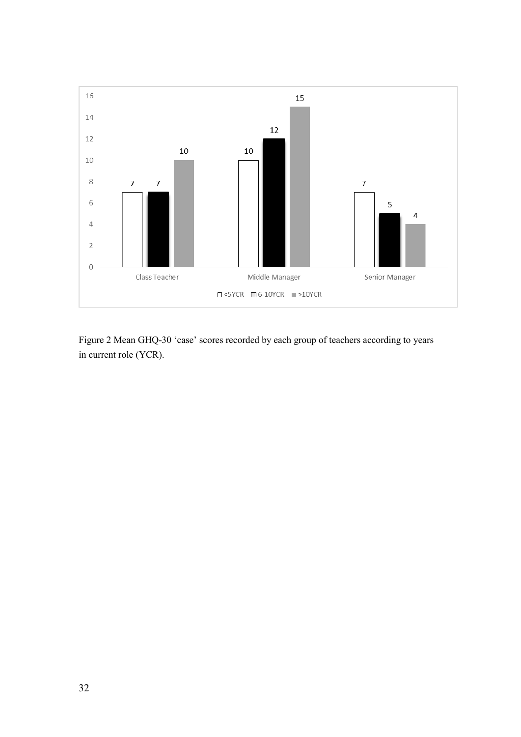Figure 2 Mean GHQ-30 'case' scores recorded by each group of teachers according to years in current role (YCR).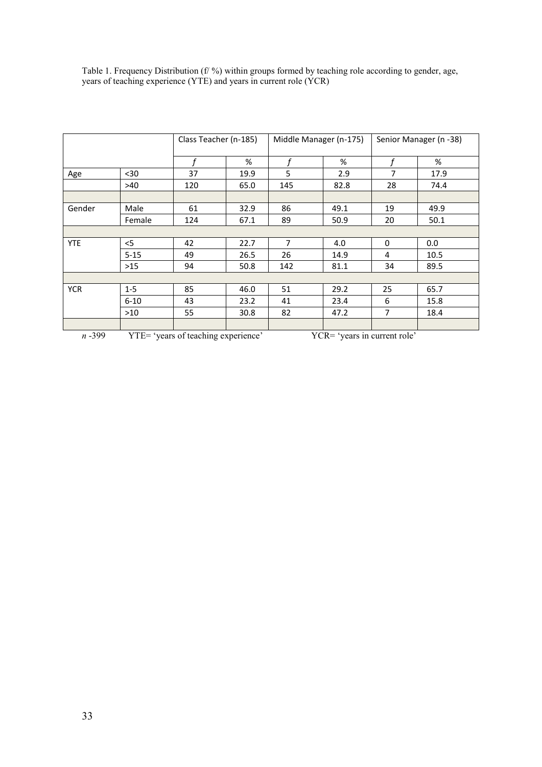Table 1. Frequency Distribution (f/ %) within groups formed by teaching role according to gender, age, years of teaching experience (YTE) and years in current role (YCR)

| | | Class Teacher (n-185) | | Middle Manager (n-175) | | Senior Manager (n -38) | |
|---|---|---|---|---|---|---|---|
| | | *f* | % | *f* | % | *f* | % |
| Age | <30 | 37 | 19.9 | 5 | 2.9 | 7 | 17.9 |
| | >40 | 120 | 65.0 | 145 | 82.8 | 28 | 74.4 |
| | | | | | | | |
| Gender | Male | 61 | 32.9 | 86 | 49.1 | 19 | 49.9 |
| | Female | 124 | 67.1 | 89 | 50.9 | 20 | 50.1 |
| | | | | | | | |
| YTE | <5 | 42 | 22.7 | 7 | 4.0 | 0 | 0.0 |
| | 5-15 | 49 | 26.5 | 26 | 14.9 | 4 | 10.5 |
| | >15 | 94 | 50.8 | 142 | 81.1 | 34 | 89.5 |
| | | | | | | | |
| YCR | 1-5 | 85 | 46.0 | 51 | 29.2 | 25 | 65.7 |
| | 6-10 | 43 | 23.2 | 41 | 23.4 | 6 | 15.8 |
| | >10 | 55 | 30.8 | 82 | 47.2 | 7 | 18.4 |
| | | | | | | | |

*n* -399 YTE= 'years of teaching experience' YCR= 'years in current role'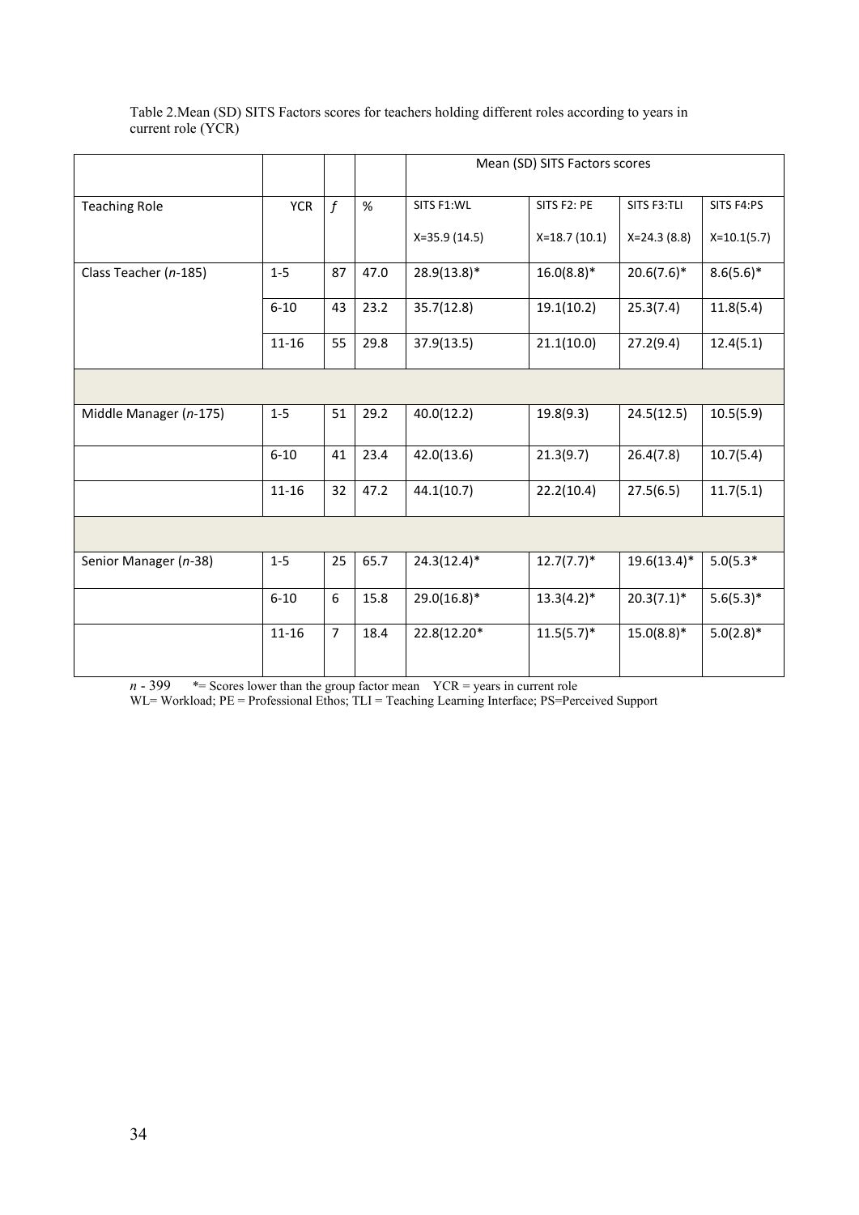Table 2.Mean (SD) SITS Factors scores for teachers holding different roles according to years in current role (YCR)

| | | | | Mean (SD) SITS Factors scores | | | |
|---|---|---|---|---|---|---|---|
| Teaching Role | YCR | *f* | % | SITS F1:WL<br>X=35.9 (14.5) | SITS F2: PE<br>X=18.7 (10.1) | SITS F3:TLI<br>X=24.3 (8.8) | SITS F4:PS<br>X=10.1(5.7) |
| Class Teacher (*n*-185) | 1-5 | 87 | 47.0 | 28.9(13.8)* | 16.0(8.8)* | 20.6(7.6)* | 8.6(5.6)* |
| | 6-10 | 43 | 23.2 | 35.7(12.8) | 19.1(10.2) | 25.3(7.4) | 11.8(5.4) |
| | 11-16 | 55 | 29.8 | 37.9(13.5) | 21.1(10.0) | 27.2(9.4) | 12.4(5.1) |
| | | | | | | | |
| Middle Manager (*n*-175) | 1-5 | 51 | 29.2 | 40.0(12.2) | 19.8(9.3) | 24.5(12.5) | 10.5(5.9) |
| | 6-10 | 41 | 23.4 | 42.0(13.6) | 21.3(9.7) | 26.4(7.8) | 10.7(5.4) |
| | 11-16 | 32 | 47.2 | 44.1(10.7) | 22.2(10.4) | 27.5(6.5) | 11.7(5.1) |
| | | | | | | | |
| Senior Manager (*n*-38) | 1-5 | 25 | 65.7 | 24.3(12.4)* | 12.7(7.7)* | 19.6(13.4)* | 5.0(5.3* |
| | 6-10 | 6 | 15.8 | 29.0(16.8)* | 13.3(4.2)* | 20.3(7.1)* | 5.6(5.3)* |
| | 11-16 | 7 | 18.4 | 22.8(12.20* | 11.5(5.7)* | 15.0(8.8)* | 5.0(2.8)* |

*n* - 399 *= Scores lower than the group factor mean YCR = years in current role

WL= Workload; PE = Professional Ethos; TLI = Teaching Learning Interface; PS=Perceived Support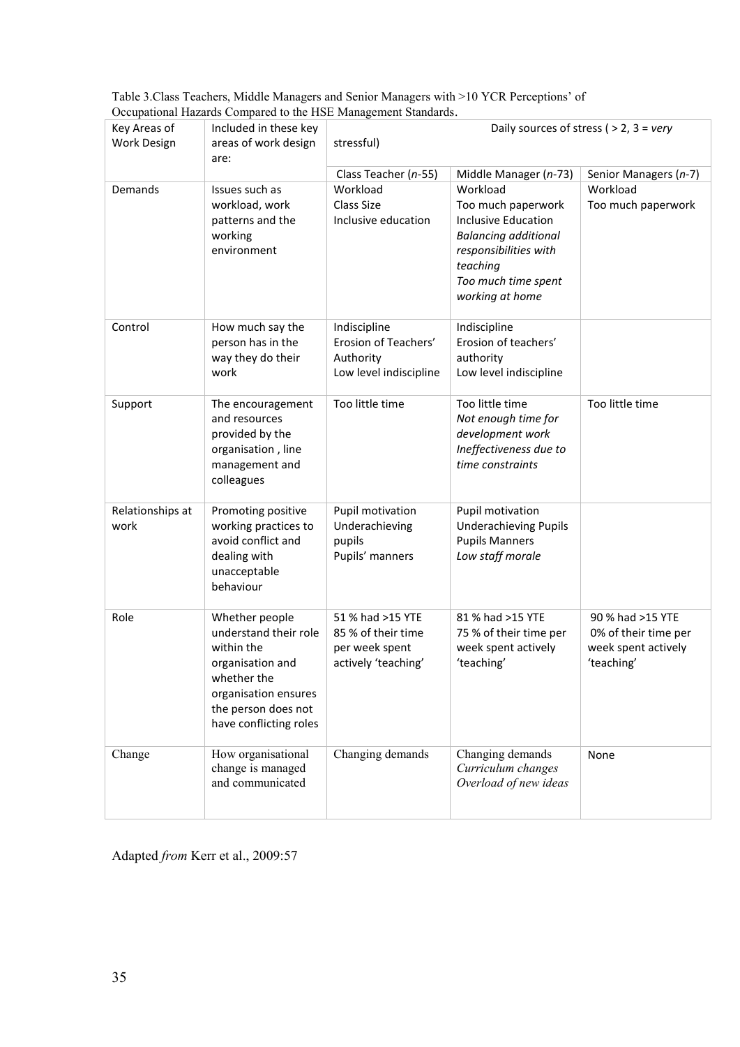Table 3.Class Teachers, Middle Managers and Senior Managers with >10 YCR Perceptions' of Occupational Hazards Compared to the HSE Management Standards.

| Key Areas of Work Design | Included in these key areas of work design are: | Daily sources of stress ( > 2, 3 = *very* stressful) | | |
|---|---|---|---|---|
| | | Class Teacher (*n*-55) | Middle Manager (*n*-73) | Senior Managers (*n*-7) |
| Demands | Issues such as workload, work patterns and the working environment | Workload<br>Class Size<br>Inclusive education | Workload<br>Too much paperwork<br>Inclusive Education<br>*Balancing additional responsibilities with teaching*<br>*Too much time spent working at home* | Workload<br>Too much paperwork |
| Control | How much say the person has in the way they do their work | Indiscipline<br>Erosion of Teachers' Authority<br>Low level indiscipline | Indiscipline<br>Erosion of teachers' authority<br>Low level indiscipline | |
| Support | The encouragement and resources provided by the organisation , line management and colleagues | Too little time | Too little time<br>*Not enough time for development work*<br>*Ineffectiveness due to time constraints* | Too little time |
| Relationships at work | Promoting positive working practices to avoid conflict and dealing with unacceptable behaviour | Pupil motivation<br>Underachieving pupils<br>Pupils' manners | Pupil motivation<br>Underachieving Pupils<br>Pupils Manners<br>*Low staff morale* | |
| Role | Whether people understand their role within the organisation and whether the organisation ensures the person does not have conflicting roles | 51 % had >15 YTE<br>85 % of their time per week spent actively 'teaching' | 81 % had >15 YTE<br>75 % of their time per week spent actively 'teaching' | 90 % had >15 YTE<br>0% of their time per week spent actively 'teaching' |
| Change | How organisational change is managed and communicated | Changing demands | Changing demands<br>*Curriculum changes*<br>*Overload of new ideas* | None |

Adapted *from* Kerr et al., 2009:57